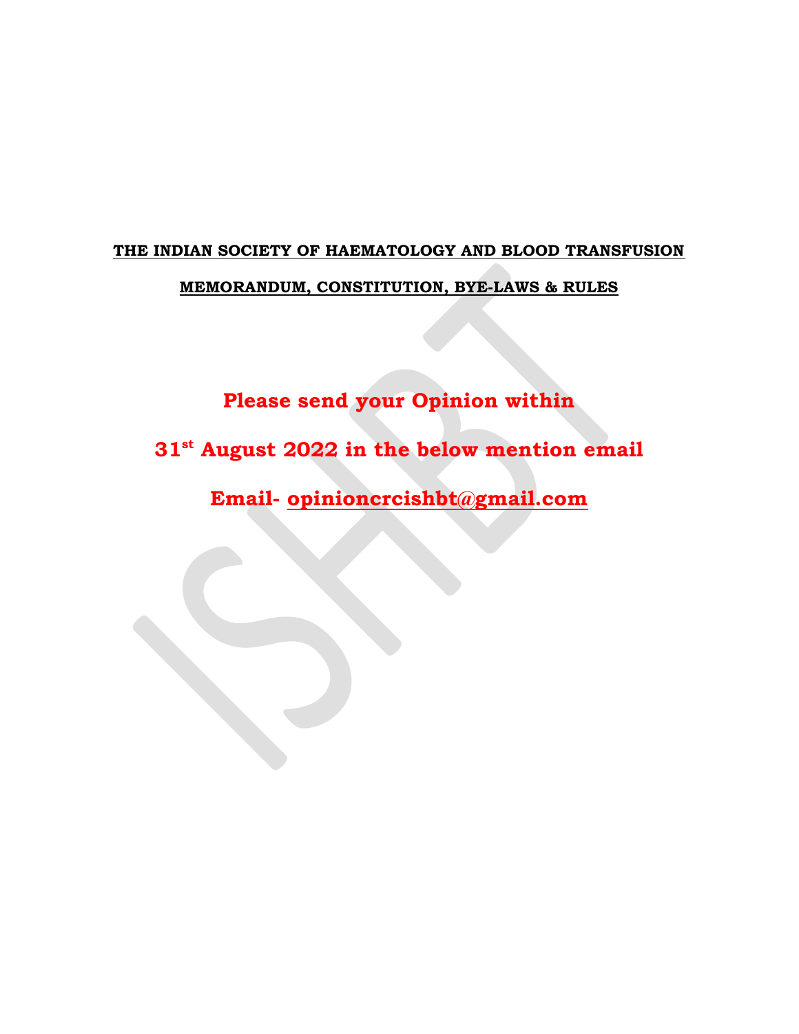**THE INDIAN SOCIETY OF HAEMATOLOGY AND BLOOD TRANSFUSION**

**MEMORANDUM, CONSTITUTION, BYE-LAWS & RULES**

**Please send your Opinion within**

**31st August 2022 in the below mention email**

**Email- opinioncrcishbt@gmail.com**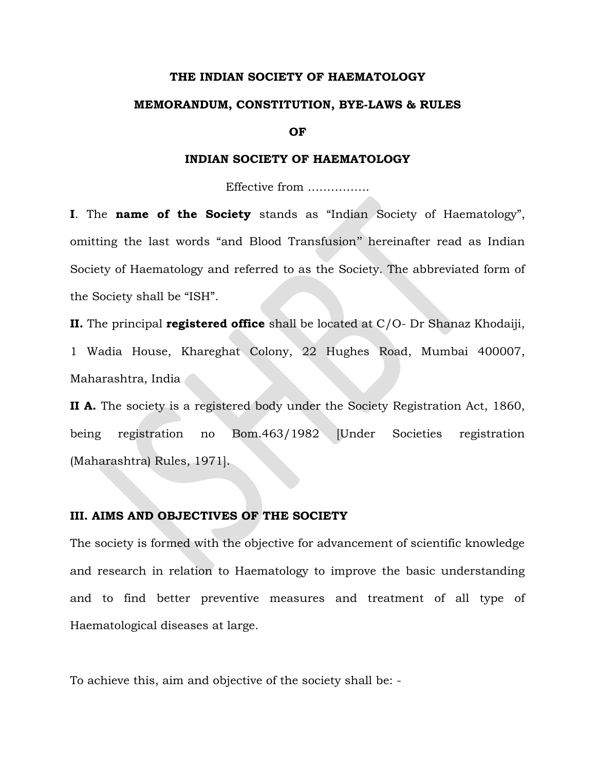**THE INDIAN SOCIETY OF HAEMATOLOGY**

**MEMORANDUM, CONSTITUTION, BYE-LAWS & RULES**

**OF**

**INDIAN SOCIETY OF HAEMATOLOGY**

Effective from …………….

**I**. The **name of the Society** stands as "Indian Society of Haematology", omitting the last words "and Blood Transfusion" hereinafter read as Indian Society of Haematology and referred to as the Society. The abbreviated form of the Society shall be "ISH".

**II.** The principal **registered office** shall be located at C/O- Dr Shanaz Khodaiji, 1 Wadia House, Khareghat Colony, 22 Hughes Road, Mumbai 400007, Maharashtra, India

**II A.** The society is a registered body under the Society Registration Act, 1860, being registration no Bom.463/1982 [Under Societies registration (Maharashtra) Rules, 1971].

**III. AIMS AND OBJECTIVES OF THE SOCIETY**

The society is formed with the objective for advancement of scientific knowledge and research in relation to Haematology to improve the basic understanding and to find better preventive measures and treatment of all type of Haematological diseases at large.

To achieve this, aim and objective of the society shall be: -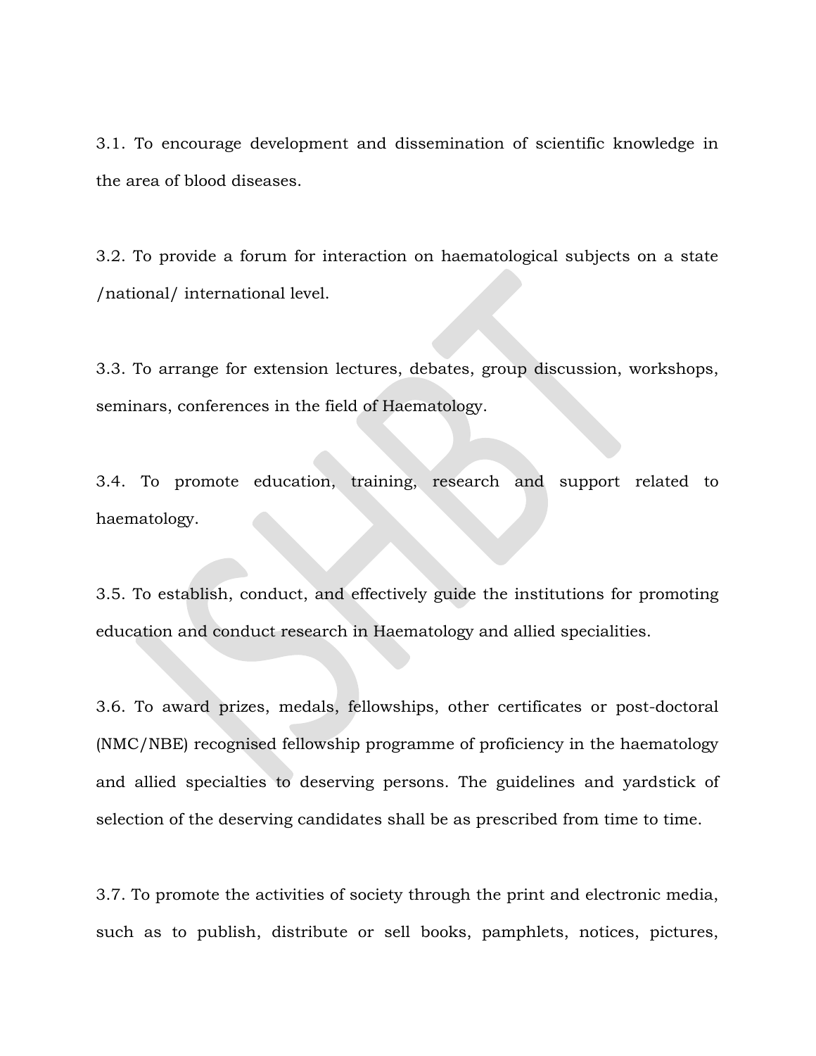3.1. To encourage development and dissemination of scientific knowledge in the area of blood diseases.

3.2. To provide a forum for interaction on haematological subjects on a state /national/ international level.

3.3. To arrange for extension lectures, debates, group discussion, workshops, seminars, conferences in the field of Haematology.

3.4. To promote education, training, research and support related to haematology.

3.5. To establish, conduct, and effectively guide the institutions for promoting education and conduct research in Haematology and allied specialities.

3.6. To award prizes, medals, fellowships, other certificates or post-doctoral (NMC/NBE) recognised fellowship programme of proficiency in the haematology and allied specialties to deserving persons. The guidelines and yardstick of selection of the deserving candidates shall be as prescribed from time to time.

3.7. To promote the activities of society through the print and electronic media, such as to publish, distribute or sell books, pamphlets, notices, pictures,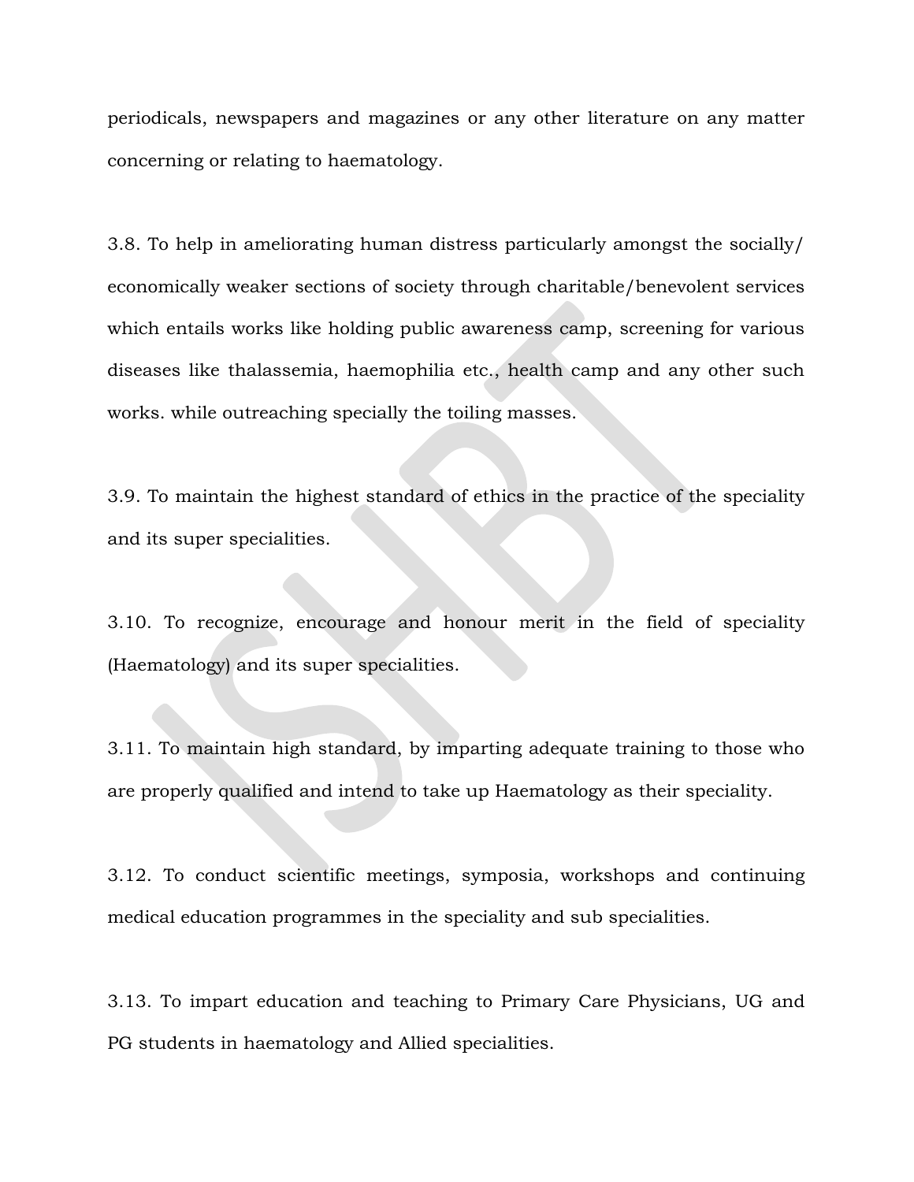periodicals, newspapers and magazines or any other literature on any matter concerning or relating to haematology.

3.8. To help in ameliorating human distress particularly amongst the socially/ economically weaker sections of society through charitable/benevolent services which entails works like holding public awareness camp, screening for various diseases like thalassemia, haemophilia etc., health camp and any other such works. while outreaching specially the toiling masses.

3.9. To maintain the highest standard of ethics in the practice of the speciality and its super specialities.

3.10. To recognize, encourage and honour merit in the field of speciality (Haematology) and its super specialities.

3.11. To maintain high standard, by imparting adequate training to those who are properly qualified and intend to take up Haematology as their speciality.

3.12. To conduct scientific meetings, symposia, workshops and continuing medical education programmes in the speciality and sub specialities.

3.13. To impart education and teaching to Primary Care Physicians, UG and PG students in haematology and Allied specialities.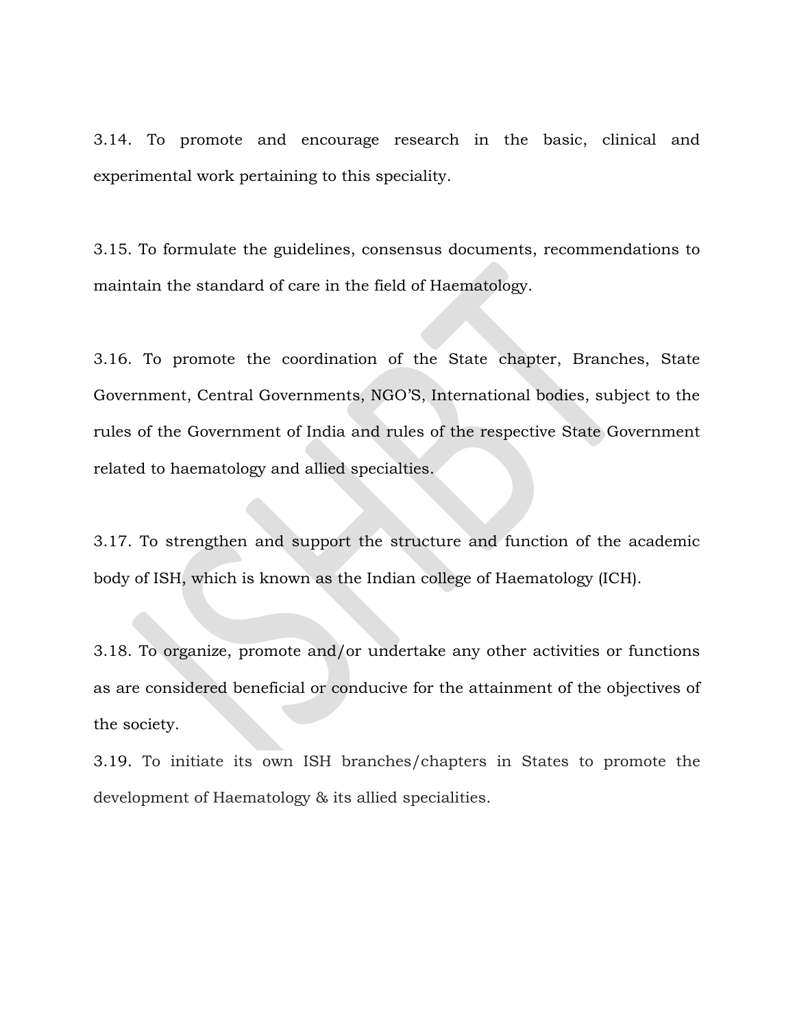3.14. To promote and encourage research in the basic, clinical and experimental work pertaining to this speciality.

3.15. To formulate the guidelines, consensus documents, recommendations to maintain the standard of care in the field of Haematology.

3.16. To promote the coordination of the State chapter, Branches, State Government, Central Governments, NGO'S, International bodies, subject to the rules of the Government of India and rules of the respective State Government related to haematology and allied specialties.

3.17. To strengthen and support the structure and function of the academic body of ISH, which is known as the Indian college of Haematology (ICH).

3.18. To organize, promote and/or undertake any other activities or functions as are considered beneficial or conducive for the attainment of the objectives of the society.

3.19. To initiate its own ISH branches/chapters in States to promote the development of Haematology & its allied specialities.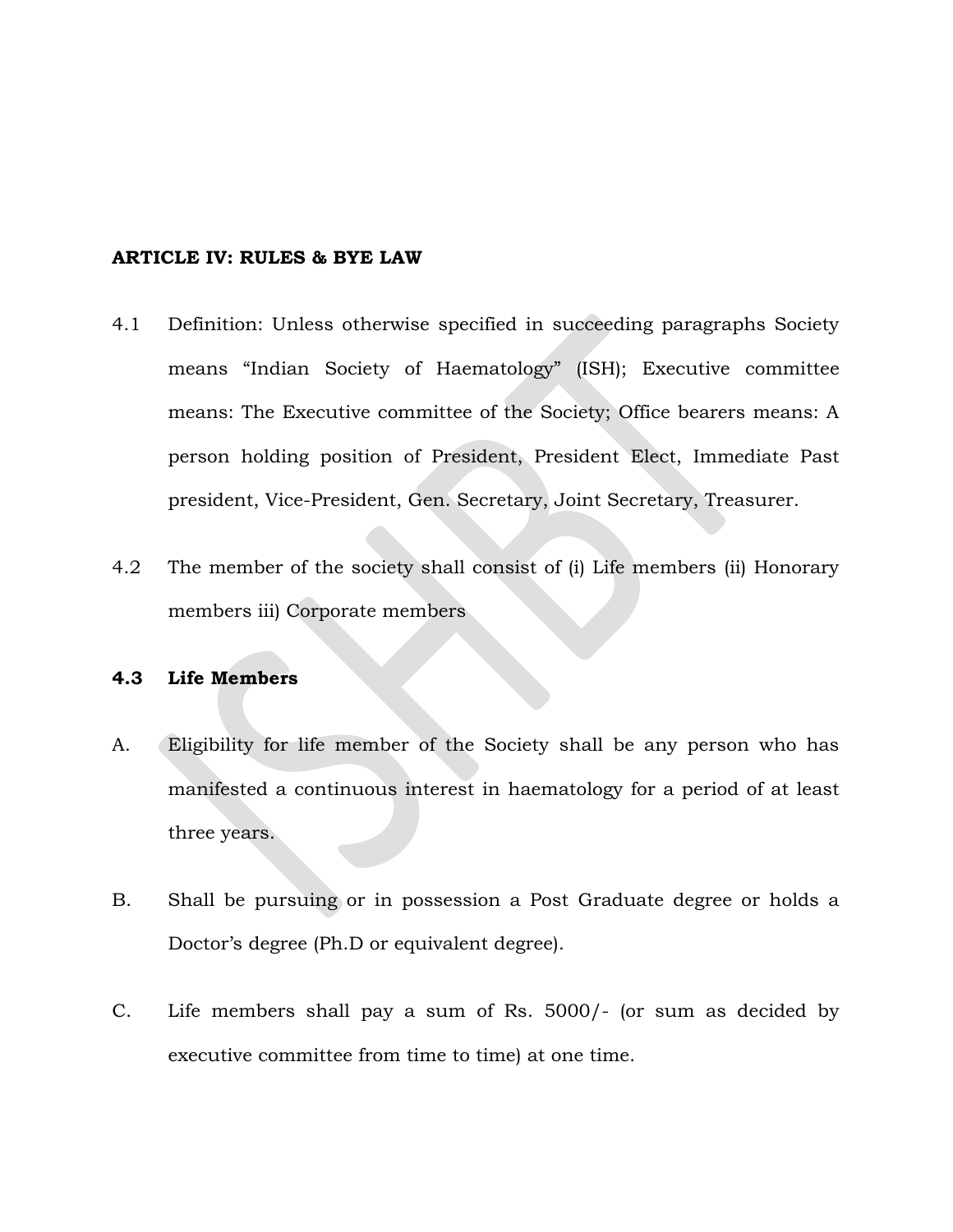**ARTICLE IV: RULES & BYE LAW**

4.1 Definition: Unless otherwise specified in succeeding paragraphs Society means "Indian Society of Haematology" (ISH); Executive committee means: The Executive committee of the Society; Office bearers means: A person holding position of President, President Elect, Immediate Past president, Vice-President, Gen. Secretary, Joint Secretary, Treasurer.

4.2 The member of the society shall consist of (i) Life members (ii) Honorary members iii) Corporate members

**4.3 Life Members**

A. Eligibility for life member of the Society shall be any person who has manifested a continuous interest in haematology for a period of at least three years.

B. Shall be pursuing or in possession a Post Graduate degree or holds a Doctor's degree (Ph.D or equivalent degree).

C. Life members shall pay a sum of Rs. 5000/- (or sum as decided by executive committee from time to time) at one time.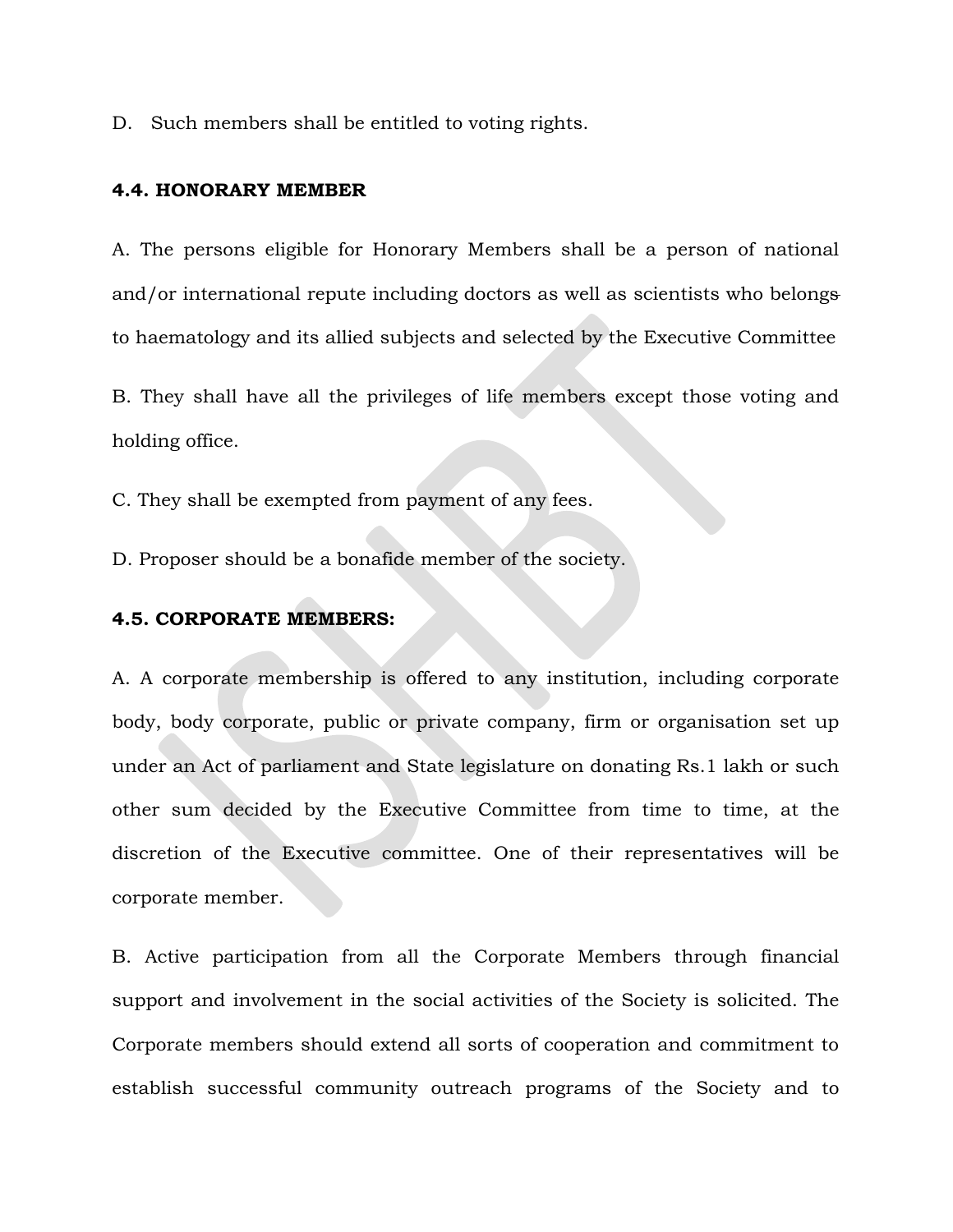D. Such members shall be entitled to voting rights.

### 4.4. HONORARY MEMBER

A. The persons eligible for Honorary Members shall be a person of national and/or international repute including doctors as well as scientists who belongs to haematology and its allied subjects and selected by the Executive Committee

B. They shall have all the privileges of life members except those voting and holding office.

C. They shall be exempted from payment of any fees.

D. Proposer should be a bonafide member of the society.

### 4.5. CORPORATE MEMBERS:

A. A corporate membership is offered to any institution, including corporate body, body corporate, public or private company, firm or organisation set up under an Act of parliament and State legislature on donating Rs.1 lakh or such other sum decided by the Executive Committee from time to time, at the discretion of the Executive committee. One of their representatives will be corporate member.

B. Active participation from all the Corporate Members through financial support and involvement in the social activities of the Society is solicited. The Corporate members should extend all sorts of cooperation and commitment to establish successful community outreach programs of the Society and to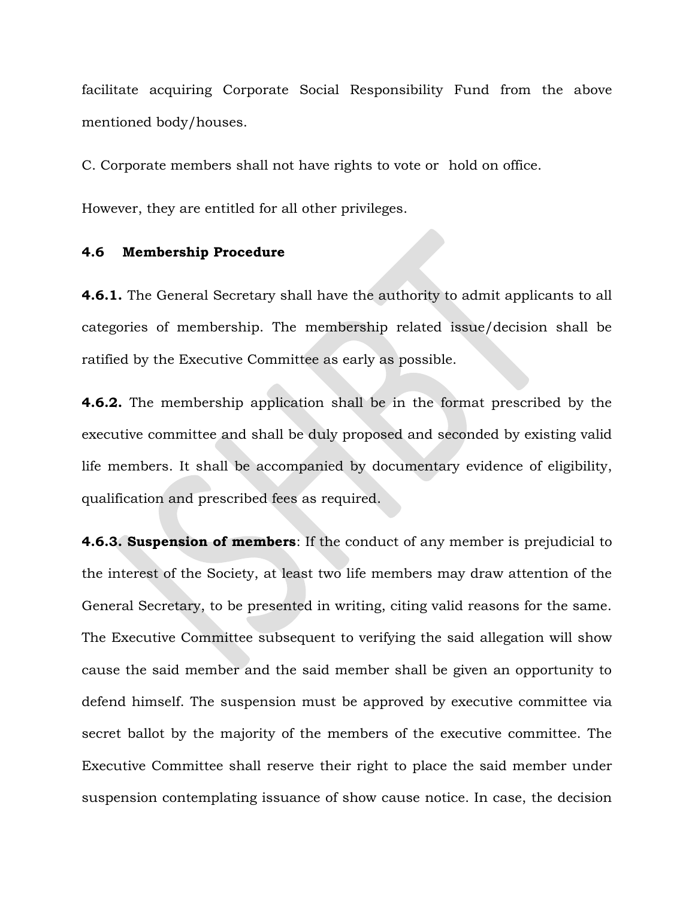facilitate acquiring Corporate Social Responsibility Fund from the above mentioned body/houses.

C. Corporate members shall not have rights to vote or hold on office.

However, they are entitled for all other privileges.

**4.6 Membership Procedure**

**4.6.1.** The General Secretary shall have the authority to admit applicants to all categories of membership. The membership related issue/decision shall be ratified by the Executive Committee as early as possible.

**4.6.2.** The membership application shall be in the format prescribed by the executive committee and shall be duly proposed and seconded by existing valid life members. It shall be accompanied by documentary evidence of eligibility, qualification and prescribed fees as required.

**4.6.3. Suspension of members**: If the conduct of any member is prejudicial to the interest of the Society, at least two life members may draw attention of the General Secretary, to be presented in writing, citing valid reasons for the same. The Executive Committee subsequent to verifying the said allegation will show cause the said member and the said member shall be given an opportunity to defend himself. The suspension must be approved by executive committee via secret ballot by the majority of the members of the executive committee. The Executive Committee shall reserve their right to place the said member under suspension contemplating issuance of show cause notice. In case, the decision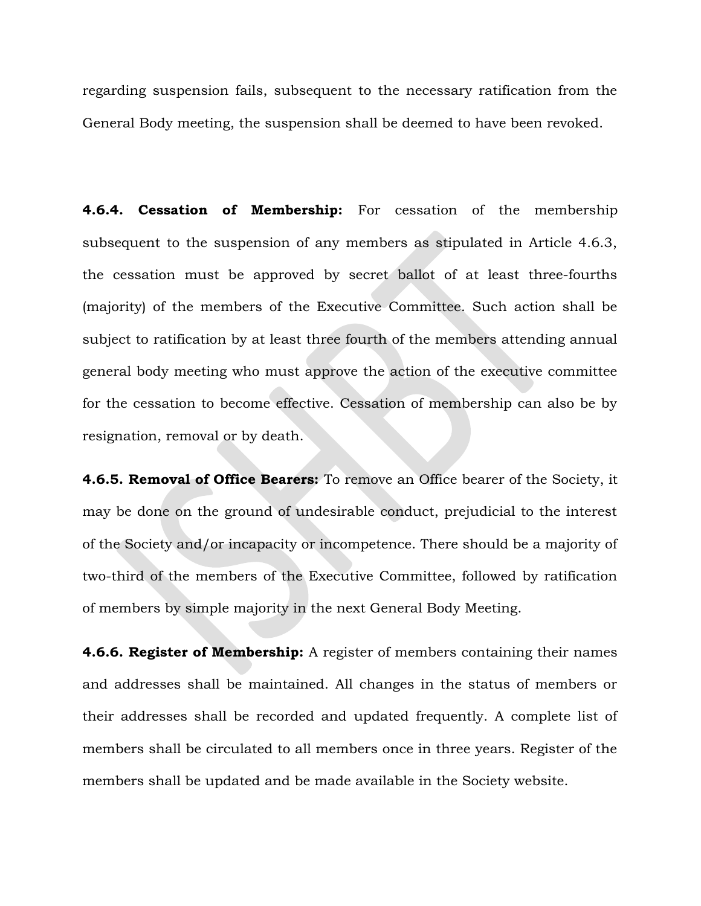regarding suspension fails, subsequent to the necessary ratification from the General Body meeting, the suspension shall be deemed to have been revoked.

**4.6.4. Cessation of Membership:** For cessation of the membership subsequent to the suspension of any members as stipulated in Article 4.6.3, the cessation must be approved by secret ballot of at least three-fourths (majority) of the members of the Executive Committee. Such action shall be subject to ratification by at least three fourth of the members attending annual general body meeting who must approve the action of the executive committee for the cessation to become effective. Cessation of membership can also be by resignation, removal or by death.

**4.6.5. Removal of Office Bearers:** To remove an Office bearer of the Society, it may be done on the ground of undesirable conduct, prejudicial to the interest of the Society and/or incapacity or incompetence. There should be a majority of two-third of the members of the Executive Committee, followed by ratification of members by simple majority in the next General Body Meeting.

**4.6.6. Register of Membership:** A register of members containing their names and addresses shall be maintained. All changes in the status of members or their addresses shall be recorded and updated frequently. A complete list of members shall be circulated to all members once in three years. Register of the members shall be updated and be made available in the Society website.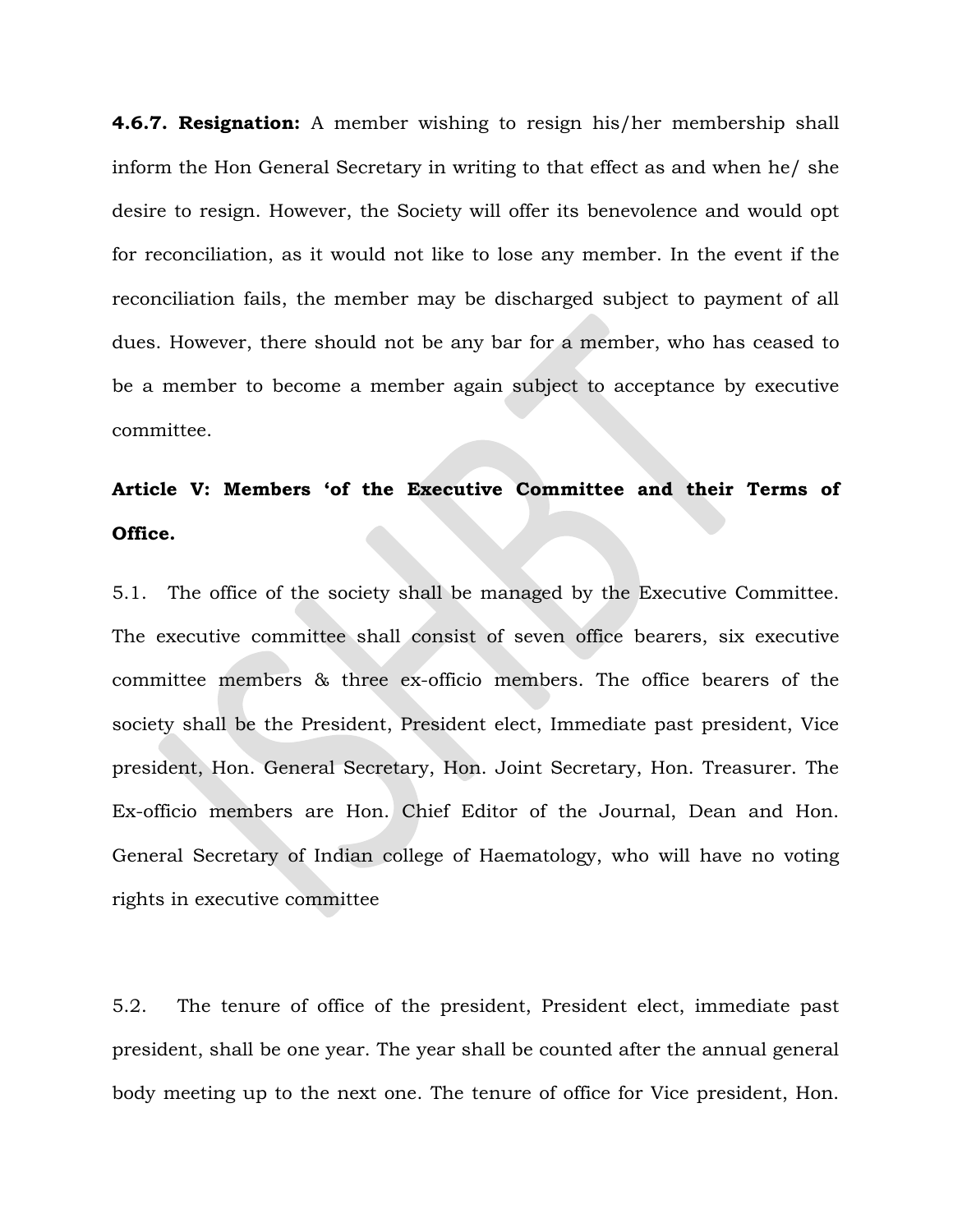**4.6.7. Resignation:** A member wishing to resign his/her membership shall inform the Hon General Secretary in writing to that effect as and when he/ she desire to resign. However, the Society will offer its benevolence and would opt for reconciliation, as it would not like to lose any member. In the event if the reconciliation fails, the member may be discharged subject to payment of all dues. However, there should not be any bar for a member, who has ceased to be a member to become a member again subject to acceptance by executive committee.

**Article V: Members 'of the Executive Committee and their Terms of Office.**

5.1. The office of the society shall be managed by the Executive Committee. The executive committee shall consist of seven office bearers, six executive committee members & three ex-officio members. The office bearers of the society shall be the President, President elect, Immediate past president, Vice president, Hon. General Secretary, Hon. Joint Secretary, Hon. Treasurer. The Ex-officio members are Hon. Chief Editor of the Journal, Dean and Hon. General Secretary of Indian college of Haematology, who will have no voting rights in executive committee

5.2. The tenure of office of the president, President elect, immediate past president, shall be one year. The year shall be counted after the annual general body meeting up to the next one. The tenure of office for Vice president, Hon.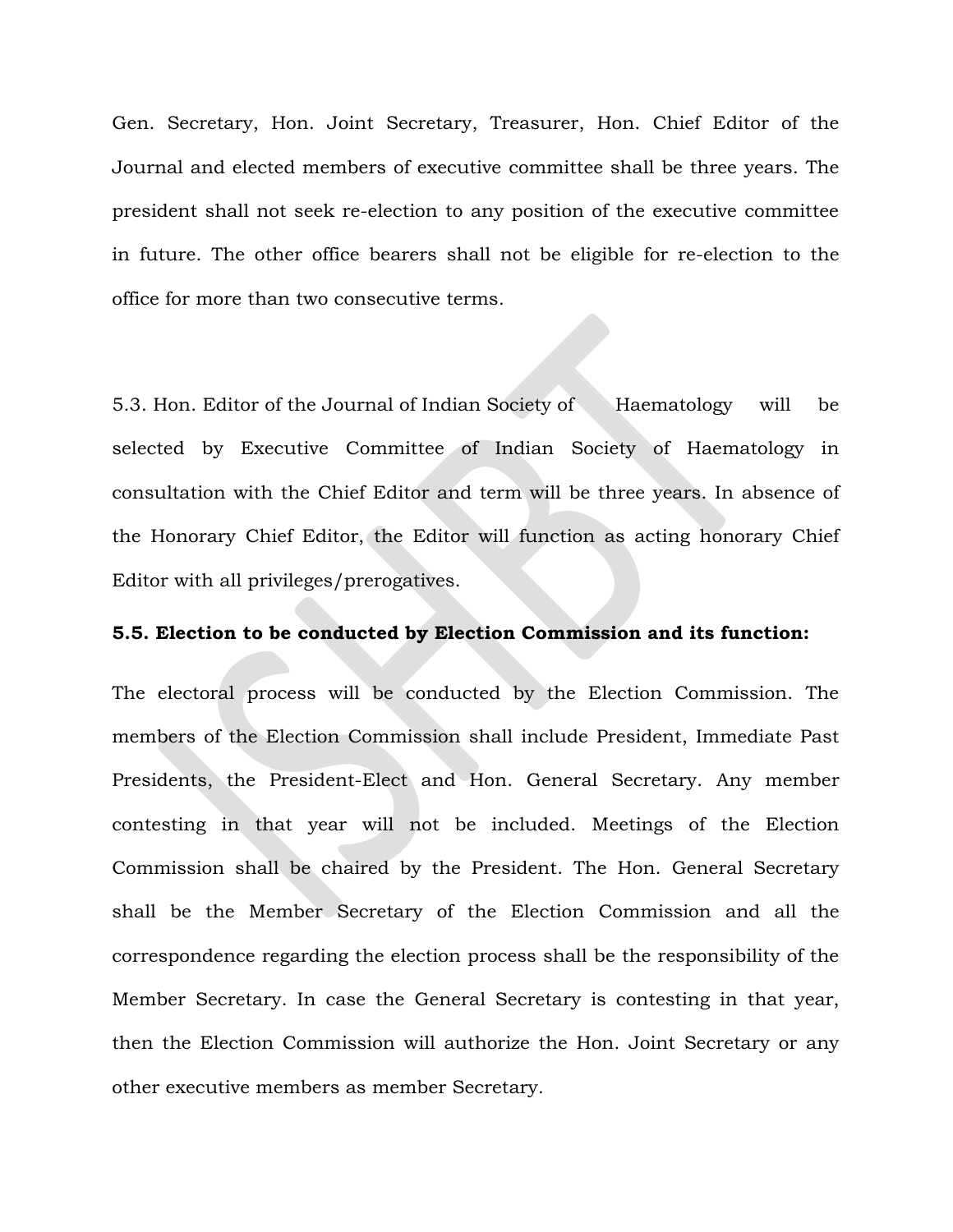Gen. Secretary, Hon. Joint Secretary, Treasurer, Hon. Chief Editor of the Journal and elected members of executive committee shall be three years. The president shall not seek re-election to any position of the executive committee in future. The other office bearers shall not be eligible for re-election to the office for more than two consecutive terms.

5.3. Hon. Editor of the Journal of Indian Society of Haematology will be selected by Executive Committee of Indian Society of Haematology in consultation with the Chief Editor and term will be three years. In absence of the Honorary Chief Editor, the Editor will function as acting honorary Chief Editor with all privileges/prerogatives.

**5.5. Election to be conducted by Election Commission and its function:**

The electoral process will be conducted by the Election Commission. The members of the Election Commission shall include President, Immediate Past Presidents, the President-Elect and Hon. General Secretary. Any member contesting in that year will not be included. Meetings of the Election Commission shall be chaired by the President. The Hon. General Secretary shall be the Member Secretary of the Election Commission and all the correspondence regarding the election process shall be the responsibility of the Member Secretary. In case the General Secretary is contesting in that year, then the Election Commission will authorize the Hon. Joint Secretary or any other executive members as member Secretary.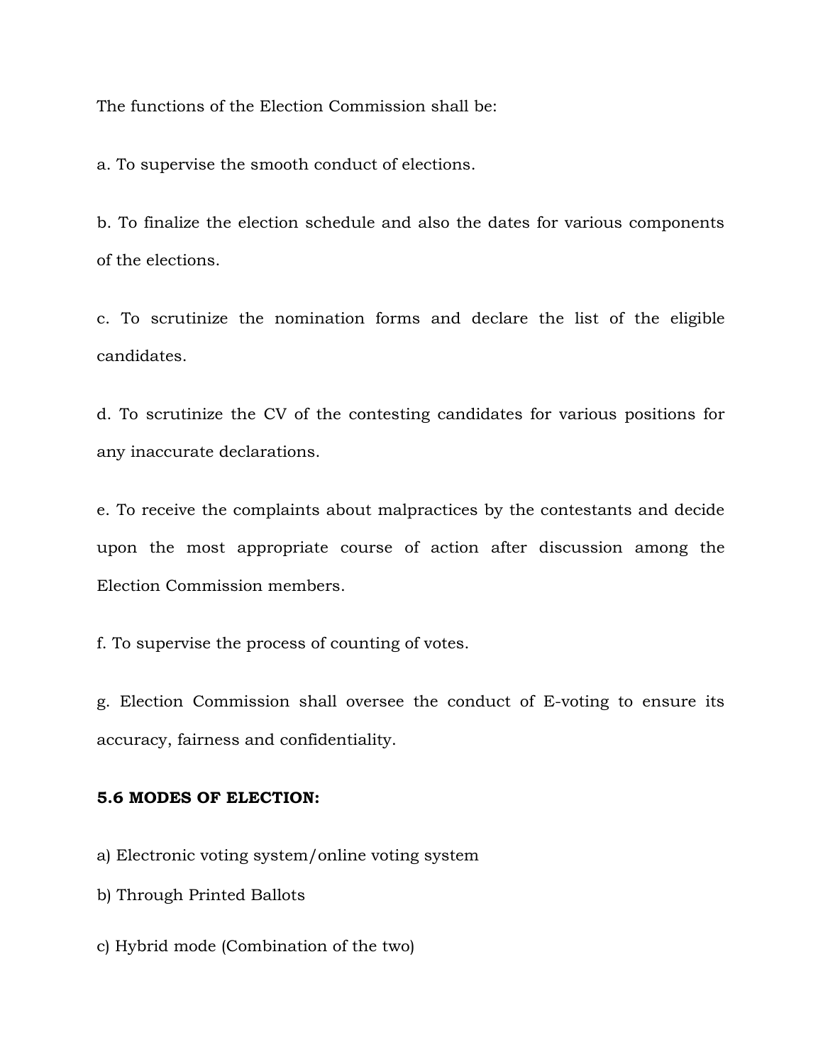The functions of the Election Commission shall be:

a. To supervise the smooth conduct of elections.

b. To finalize the election schedule and also the dates for various components of the elections.

c. To scrutinize the nomination forms and declare the list of the eligible candidates.

d. To scrutinize the CV of the contesting candidates for various positions for any inaccurate declarations.

e. To receive the complaints about malpractices by the contestants and decide upon the most appropriate course of action after discussion among the Election Commission members.

f. To supervise the process of counting of votes.

g. Election Commission shall oversee the conduct of E-voting to ensure its accuracy, fairness and confidentiality.

**5.6 MODES OF ELECTION:**

a) Electronic voting system/online voting system

b) Through Printed Ballots

c) Hybrid mode (Combination of the two)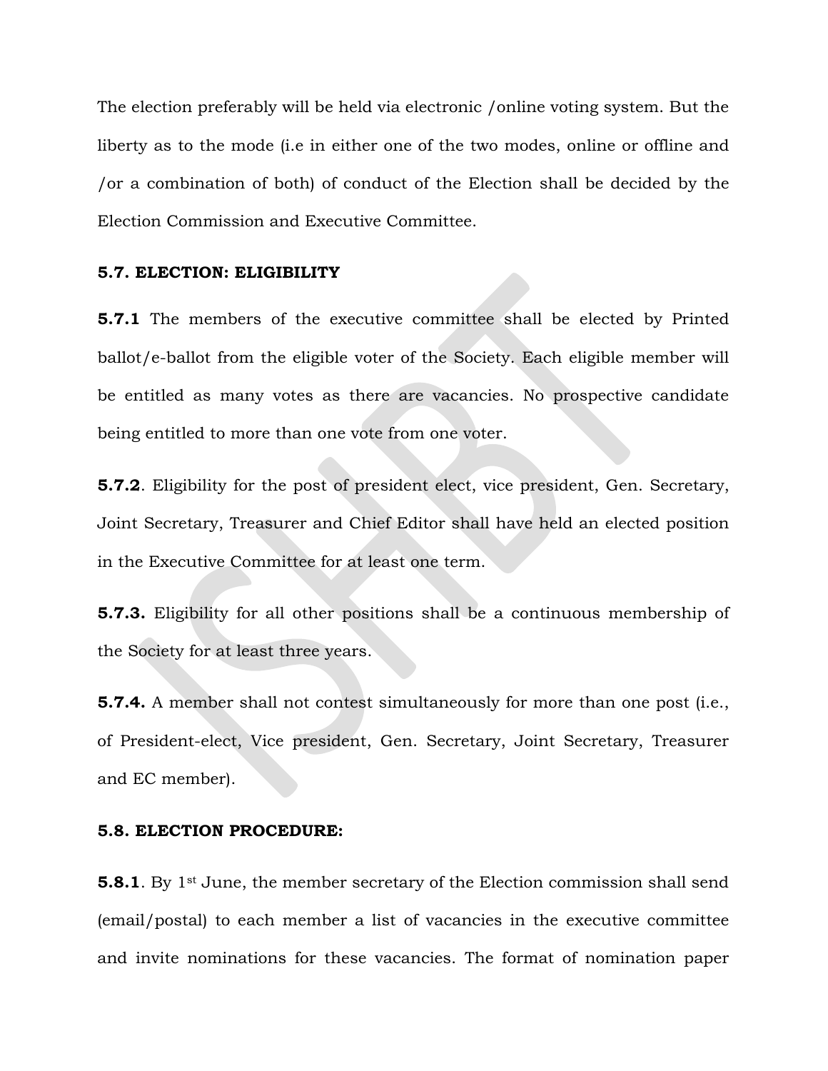The election preferably will be held via electronic /online voting system. But the liberty as to the mode (i.e in either one of the two modes, online or offline and /or a combination of both) of conduct of the Election shall be decided by the Election Commission and Executive Committee.

### 5.7. ELECTION: ELIGIBILITY

**5.7.1** The members of the executive committee shall be elected by Printed ballot/e-ballot from the eligible voter of the Society. Each eligible member will be entitled as many votes as there are vacancies. No prospective candidate being entitled to more than one vote from one voter.

**5.7.2**. Eligibility for the post of president elect, vice president, Gen. Secretary, Joint Secretary, Treasurer and Chief Editor shall have held an elected position in the Executive Committee for at least one term.

**5.7.3.** Eligibility for all other positions shall be a continuous membership of the Society for at least three years.

**5.7.4.** A member shall not contest simultaneously for more than one post (i.e., of President-elect, Vice president, Gen. Secretary, Joint Secretary, Treasurer and EC member).

### 5.8. ELECTION PROCEDURE:

**5.8.1**. By 1st June, the member secretary of the Election commission shall send (email/postal) to each member a list of vacancies in the executive committee and invite nominations for these vacancies. The format of nomination paper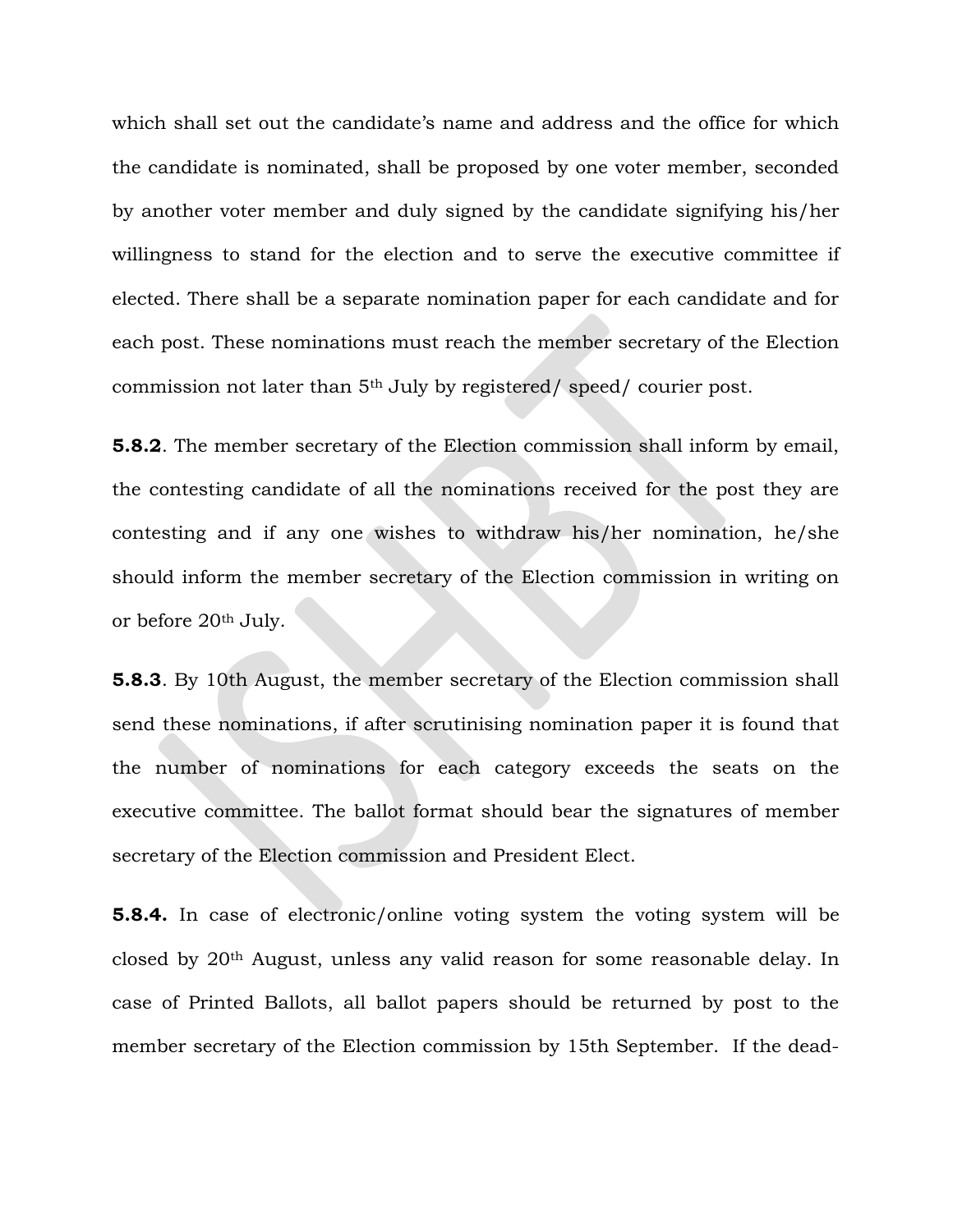which shall set out the candidate's name and address and the office for which the candidate is nominated, shall be proposed by one voter member, seconded by another voter member and duly signed by the candidate signifying his/her willingness to stand for the election and to serve the executive committee if elected. There shall be a separate nomination paper for each candidate and for each post. These nominations must reach the member secretary of the Election commission not later than 5th July by registered/ speed/ courier post.

**5.8.2**. The member secretary of the Election commission shall inform by email, the contesting candidate of all the nominations received for the post they are contesting and if any one wishes to withdraw his/her nomination, he/she should inform the member secretary of the Election commission in writing on or before 20th July.

**5.8.3**. By 10th August, the member secretary of the Election commission shall send these nominations, if after scrutinising nomination paper it is found that the number of nominations for each category exceeds the seats on the executive committee. The ballot format should bear the signatures of member secretary of the Election commission and President Elect.

**5.8.4.** In case of electronic/online voting system the voting system will be closed by 20th August, unless any valid reason for some reasonable delay. In case of Printed Ballots, all ballot papers should be returned by post to the member secretary of the Election commission by 15th September. If the dead-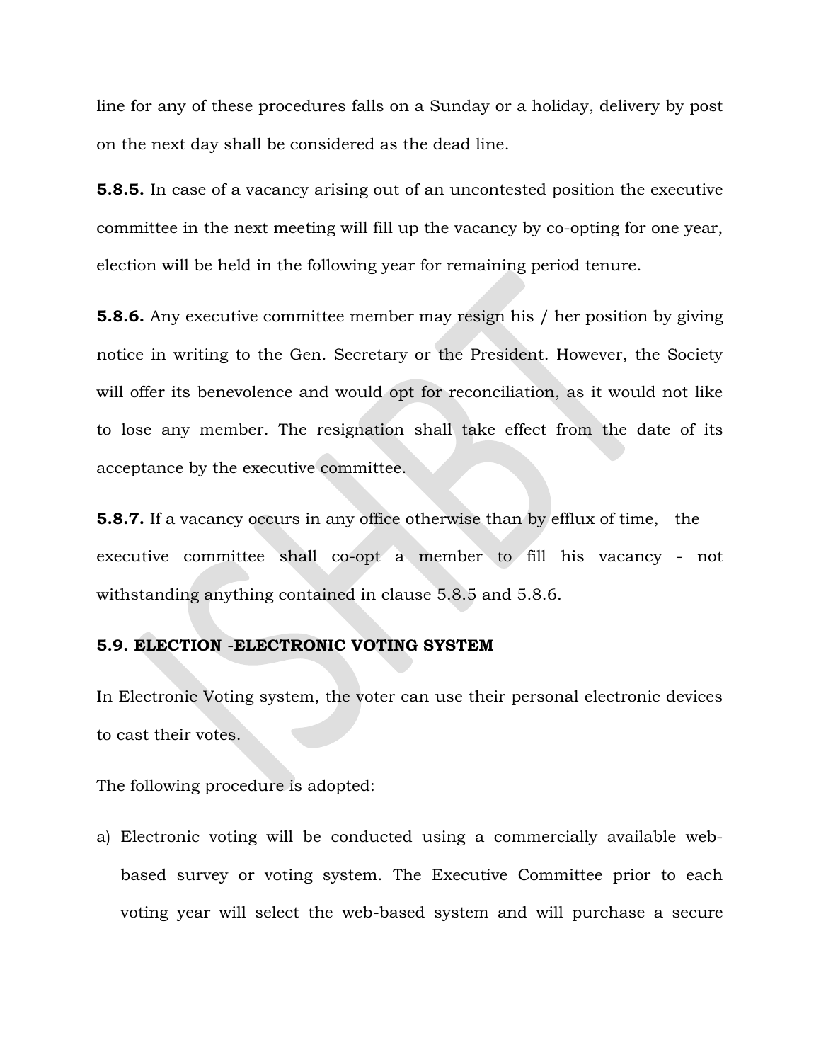line for any of these procedures falls on a Sunday or a holiday, delivery by post on the next day shall be considered as the dead line.

**5.8.5.** In case of a vacancy arising out of an uncontested position the executive committee in the next meeting will fill up the vacancy by co-opting for one year, election will be held in the following year for remaining period tenure.

**5.8.6.** Any executive committee member may resign his / her position by giving notice in writing to the Gen. Secretary or the President. However, the Society will offer its benevolence and would opt for reconciliation, as it would not like to lose any member. The resignation shall take effect from the date of its acceptance by the executive committee.

**5.8.7.** If a vacancy occurs in any office otherwise than by efflux of time, the executive committee shall co-opt a member to fill his vacancy - not withstanding anything contained in clause 5.8.5 and 5.8.6.

### 5.9. ELECTION -ELECTRONIC VOTING SYSTEM

In Electronic Voting system, the voter can use their personal electronic devices to cast their votes.

The following procedure is adopted:

a) Electronic voting will be conducted using a commercially available web-based survey or voting system. The Executive Committee prior to each voting year will select the web-based system and will purchase a secure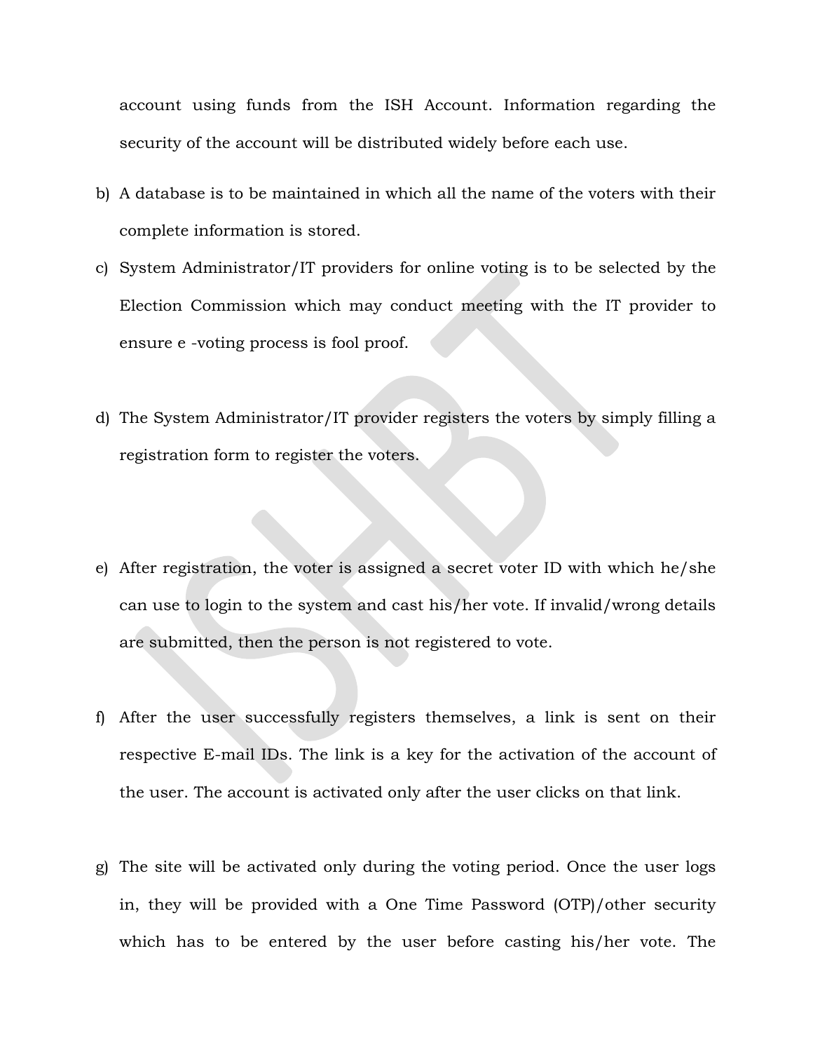account using funds from the ISH Account. Information regarding the security of the account will be distributed widely before each use.

b) A database is to be maintained in which all the name of the voters with their complete information is stored.

c) System Administrator/IT providers for online voting is to be selected by the Election Commission which may conduct meeting with the IT provider to ensure e -voting process is fool proof.

d) The System Administrator/IT provider registers the voters by simply filling a registration form to register the voters.

e) After registration, the voter is assigned a secret voter ID with which he/she can use to login to the system and cast his/her vote. If invalid/wrong details are submitted, then the person is not registered to vote.

f) After the user successfully registers themselves, a link is sent on their respective E-mail IDs. The link is a key for the activation of the account of the user. The account is activated only after the user clicks on that link.

g) The site will be activated only during the voting period. Once the user logs in, they will be provided with a One Time Password (OTP)/other security which has to be entered by the user before casting his/her vote. The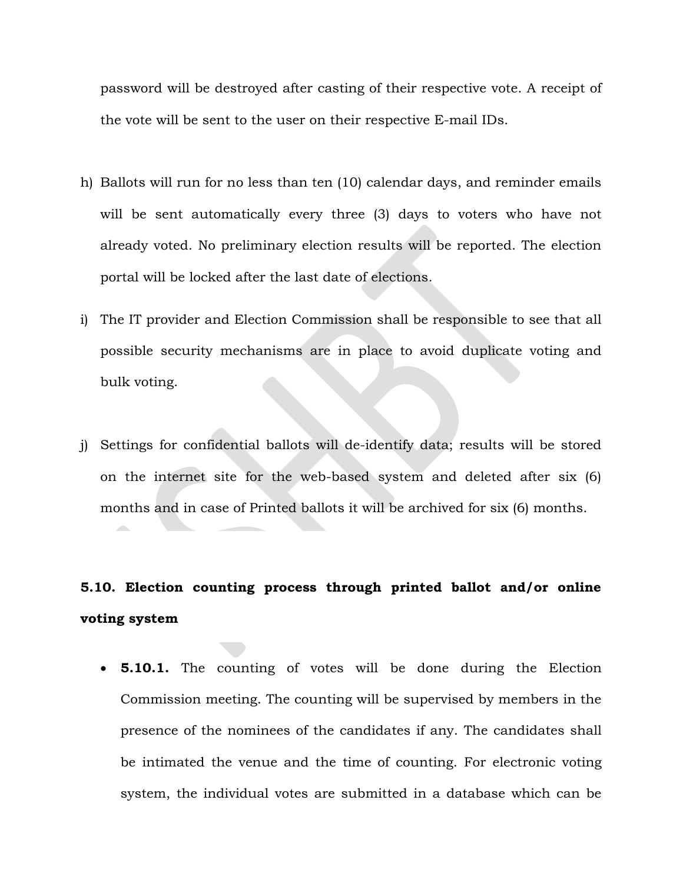password will be destroyed after casting of their respective vote. A receipt of the vote will be sent to the user on their respective E-mail IDs.

h) Ballots will run for no less than ten (10) calendar days, and reminder emails will be sent automatically every three (3) days to voters who have not already voted. No preliminary election results will be reported. The election portal will be locked after the last date of elections.

i) The IT provider and Election Commission shall be responsible to see that all possible security mechanisms are in place to avoid duplicate voting and bulk voting.

j) Settings for confidential ballots will de-identify data; results will be stored on the internet site for the web-based system and deleted after six (6) months and in case of Printed ballots it will be archived for six (6) months.

### 5.10. Election counting process through printed ballot and/or online voting system

- **5.10.1.** The counting of votes will be done during the Election Commission meeting. The counting will be supervised by members in the presence of the nominees of the candidates if any. The candidates shall be intimated the venue and the time of counting. For electronic voting system, the individual votes are submitted in a database which can be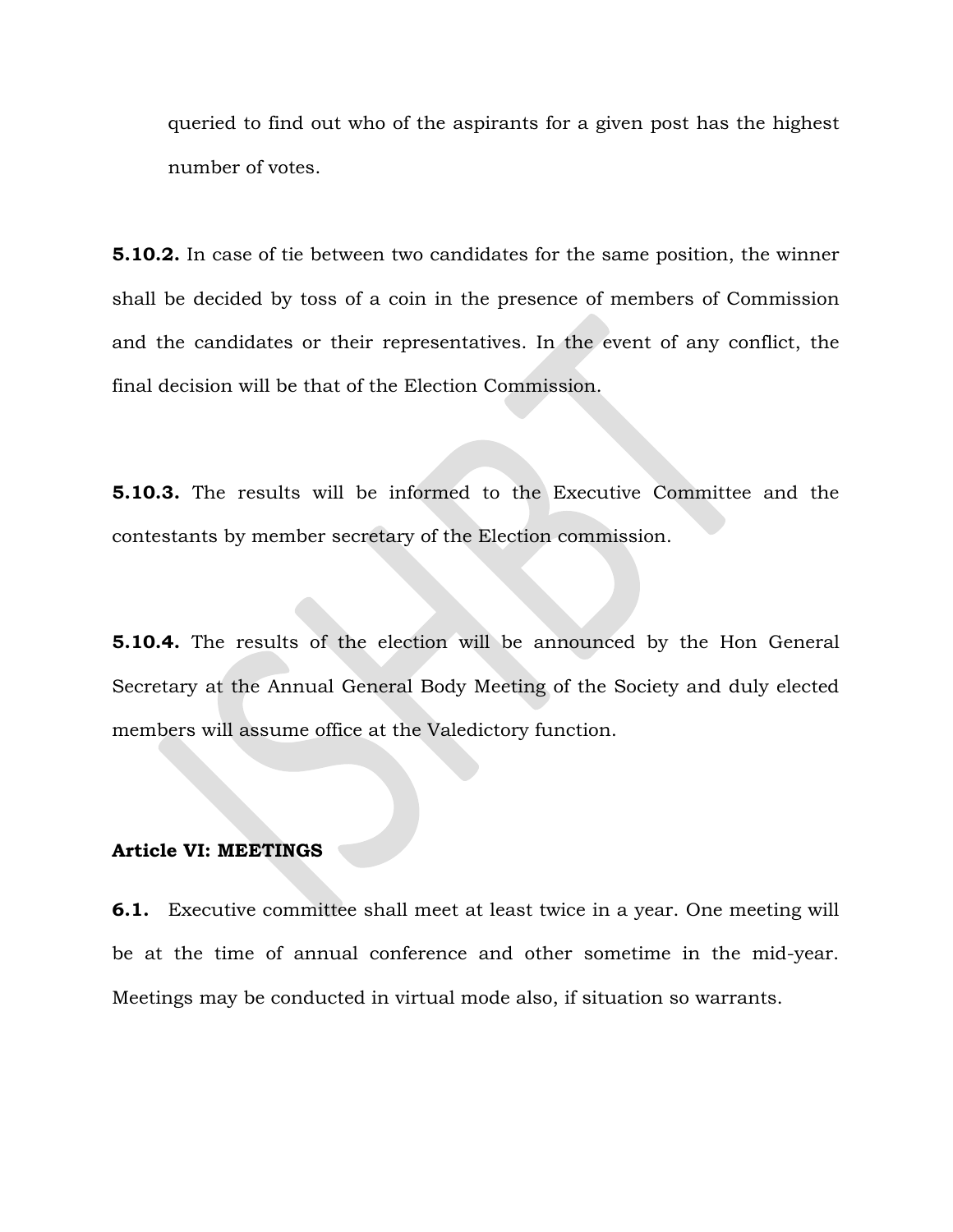queried to find out who of the aspirants for a given post has the highest number of votes.

**5.10.2.** In case of tie between two candidates for the same position, the winner shall be decided by toss of a coin in the presence of members of Commission and the candidates or their representatives. In the event of any conflict, the final decision will be that of the Election Commission.

**5.10.3.** The results will be informed to the Executive Committee and the contestants by member secretary of the Election commission.

**5.10.4.** The results of the election will be announced by the Hon General Secretary at the Annual General Body Meeting of the Society and duly elected members will assume office at the Valedictory function.

**Article VI: MEETINGS**

**6.1.** Executive committee shall meet at least twice in a year. One meeting will be at the time of annual conference and other sometime in the mid-year. Meetings may be conducted in virtual mode also, if situation so warrants.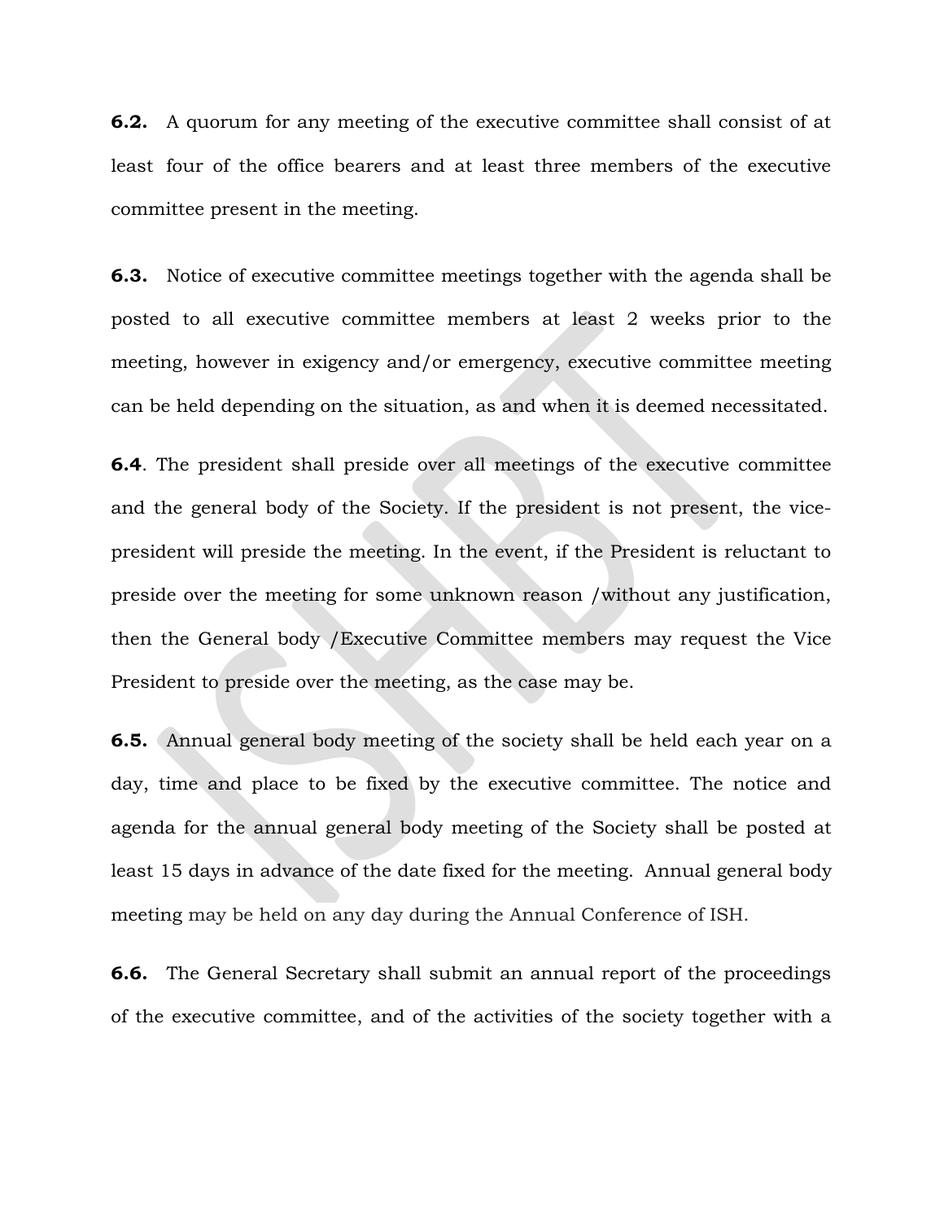**6.2.** A quorum for any meeting of the executive committee shall consist of at least four of the office bearers and at least three members of the executive committee present in the meeting.

**6.3.** Notice of executive committee meetings together with the agenda shall be posted to all executive committee members at least 2 weeks prior to the meeting, however in exigency and/or emergency, executive committee meeting can be held depending on the situation, as and when it is deemed necessitated.

**6.4**. The president shall preside over all meetings of the executive committee and the general body of the Society. If the president is not present, the vice-president will preside the meeting. In the event, if the President is reluctant to preside over the meeting for some unknown reason /without any justification, then the General body /Executive Committee members may request the Vice President to preside over the meeting, as the case may be.

**6.5.** Annual general body meeting of the society shall be held each year on a day, time and place to be fixed by the executive committee. The notice and agenda for the annual general body meeting of the Society shall be posted at least 15 days in advance of the date fixed for the meeting. Annual general body meeting may be held on any day during the Annual Conference of ISH.

**6.6.** The General Secretary shall submit an annual report of the proceedings of the executive committee, and of the activities of the society together with a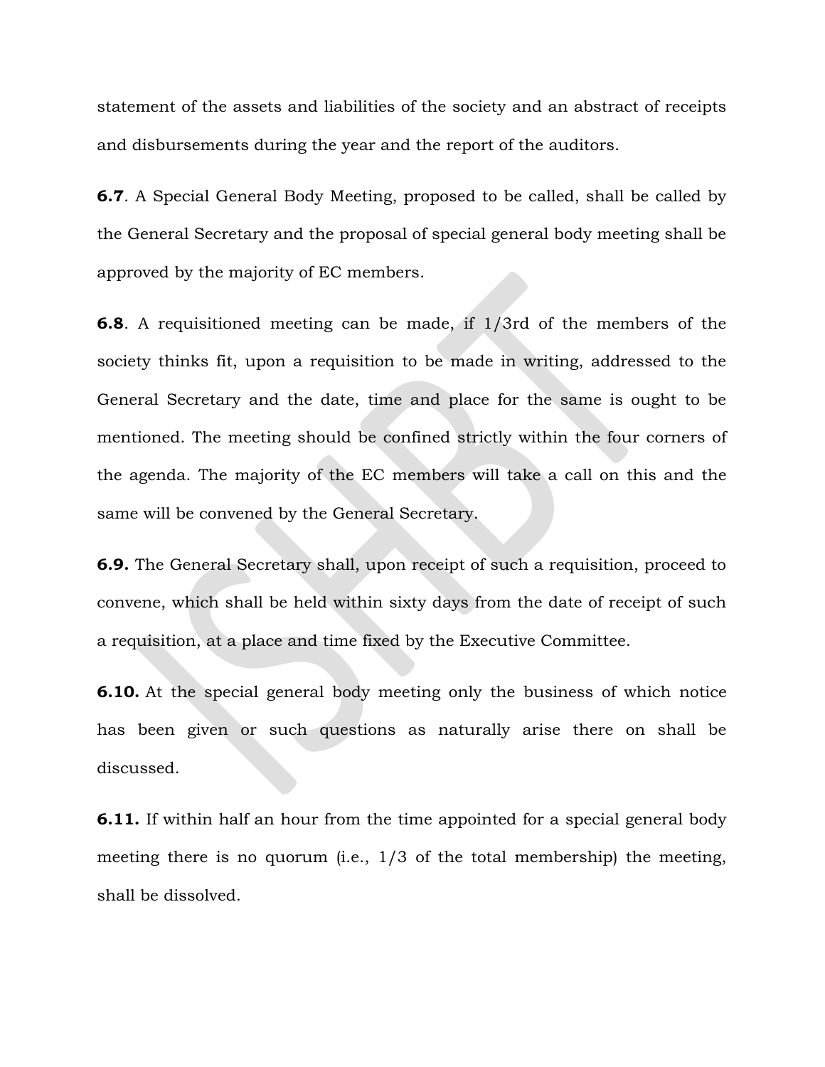statement of the assets and liabilities of the society and an abstract of receipts and disbursements during the year and the report of the auditors.

**6.7**. A Special General Body Meeting, proposed to be called, shall be called by the General Secretary and the proposal of special general body meeting shall be approved by the majority of EC members.

**6.8**. A requisitioned meeting can be made, if 1/3rd of the members of the society thinks fit, upon a requisition to be made in writing, addressed to the General Secretary and the date, time and place for the same is ought to be mentioned. The meeting should be confined strictly within the four corners of the agenda. The majority of the EC members will take a call on this and the same will be convened by the General Secretary.

**6.9.** The General Secretary shall, upon receipt of such a requisition, proceed to convene, which shall be held within sixty days from the date of receipt of such a requisition, at a place and time fixed by the Executive Committee.

**6.10.** At the special general body meeting only the business of which notice has been given or such questions as naturally arise there on shall be discussed.

**6.11.** If within half an hour from the time appointed for a special general body meeting there is no quorum (i.e., 1/3 of the total membership) the meeting, shall be dissolved.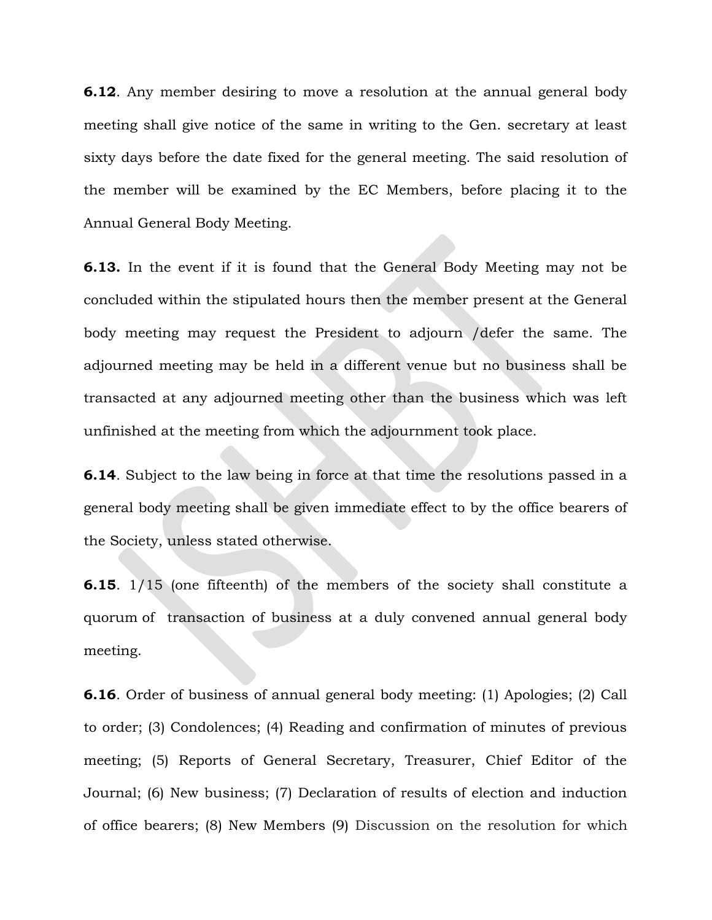**6.12**. Any member desiring to move a resolution at the annual general body meeting shall give notice of the same in writing to the Gen. secretary at least sixty days before the date fixed for the general meeting. The said resolution of the member will be examined by the EC Members, before placing it to the Annual General Body Meeting.

**6.13.** In the event if it is found that the General Body Meeting may not be concluded within the stipulated hours then the member present at the General body meeting may request the President to adjourn /defer the same. The adjourned meeting may be held in a different venue but no business shall be transacted at any adjourned meeting other than the business which was left unfinished at the meeting from which the adjournment took place.

**6.14**. Subject to the law being in force at that time the resolutions passed in a general body meeting shall be given immediate effect to by the office bearers of the Society, unless stated otherwise.

**6.15**. 1/15 (one fifteenth) of the members of the society shall constitute a quorum of transaction of business at a duly convened annual general body meeting.

**6.16**. Order of business of annual general body meeting: (1) Apologies; (2) Call to order; (3) Condolences; (4) Reading and confirmation of minutes of previous meeting; (5) Reports of General Secretary, Treasurer, Chief Editor of the Journal; (6) New business; (7) Declaration of results of election and induction of office bearers; (8) New Members (9) Discussion on the resolution for which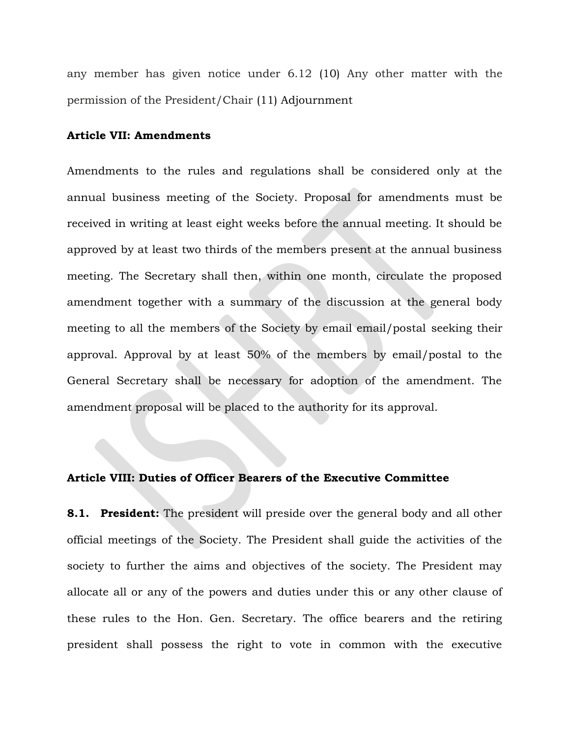any member has given notice under 6.12 (10) Any other matter with the permission of the President/Chair (11) Adjournment

**Article VII: Amendments**

Amendments to the rules and regulations shall be considered only at the annual business meeting of the Society. Proposal for amendments must be received in writing at least eight weeks before the annual meeting. It should be approved by at least two thirds of the members present at the annual business meeting. The Secretary shall then, within one month, circulate the proposed amendment together with a summary of the discussion at the general body meeting to all the members of the Society by email email/postal seeking their approval. Approval by at least 50% of the members by email/postal to the General Secretary shall be necessary for adoption of the amendment. The amendment proposal will be placed to the authority for its approval.

**Article VIII: Duties of Officer Bearers of the Executive Committee**

**8.1. President:** The president will preside over the general body and all other official meetings of the Society. The President shall guide the activities of the society to further the aims and objectives of the society. The President may allocate all or any of the powers and duties under this or any other clause of these rules to the Hon. Gen. Secretary. The office bearers and the retiring president shall possess the right to vote in common with the executive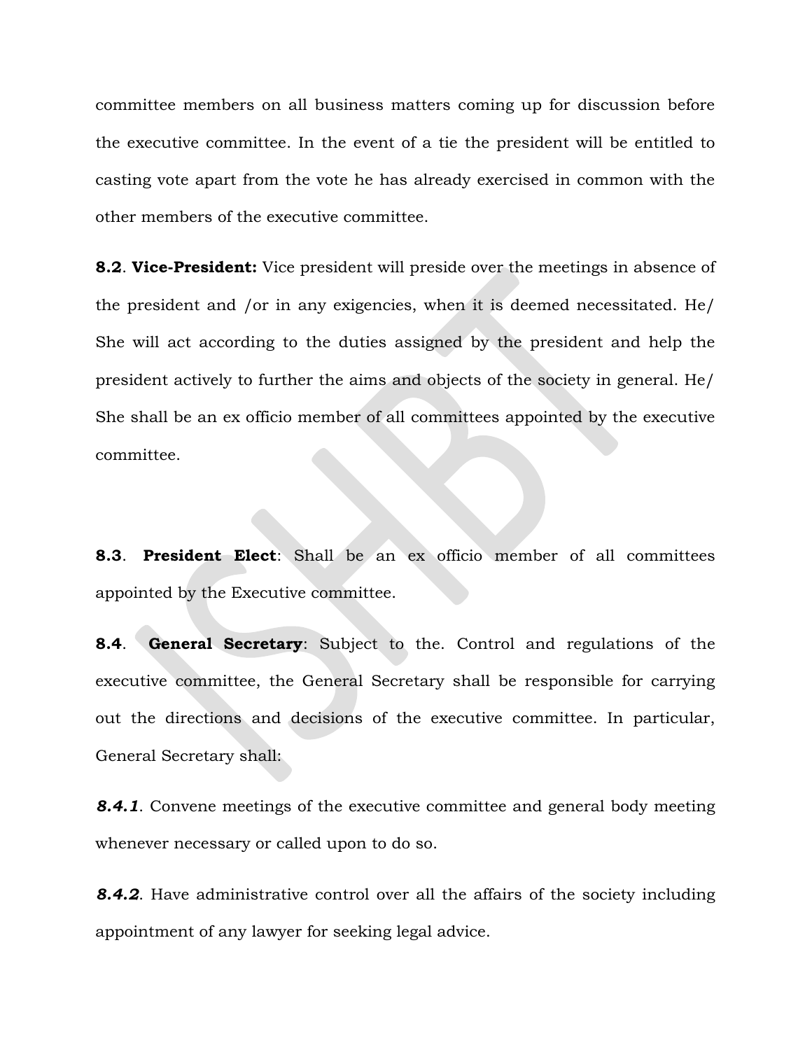committee members on all business matters coming up for discussion before the executive committee. In the event of a tie the president will be entitled to casting vote apart from the vote he has already exercised in common with the other members of the executive committee.

**8.2**. **Vice-President:** Vice president will preside over the meetings in absence of the president and /or in any exigencies, when it is deemed necessitated. He/ She will act according to the duties assigned by the president and help the president actively to further the aims and objects of the society in general. He/ She shall be an ex officio member of all committees appointed by the executive committee.

**8.3**. **President Elect**: Shall be an ex officio member of all committees appointed by the Executive committee.

**8.4**. **General Secretary**: Subject to the. Control and regulations of the executive committee, the General Secretary shall be responsible for carrying out the directions and decisions of the executive committee. In particular, General Secretary shall:

***8.4.1***. Convene meetings of the executive committee and general body meeting whenever necessary or called upon to do so.

***8.4.2***. Have administrative control over all the affairs of the society including appointment of any lawyer for seeking legal advice.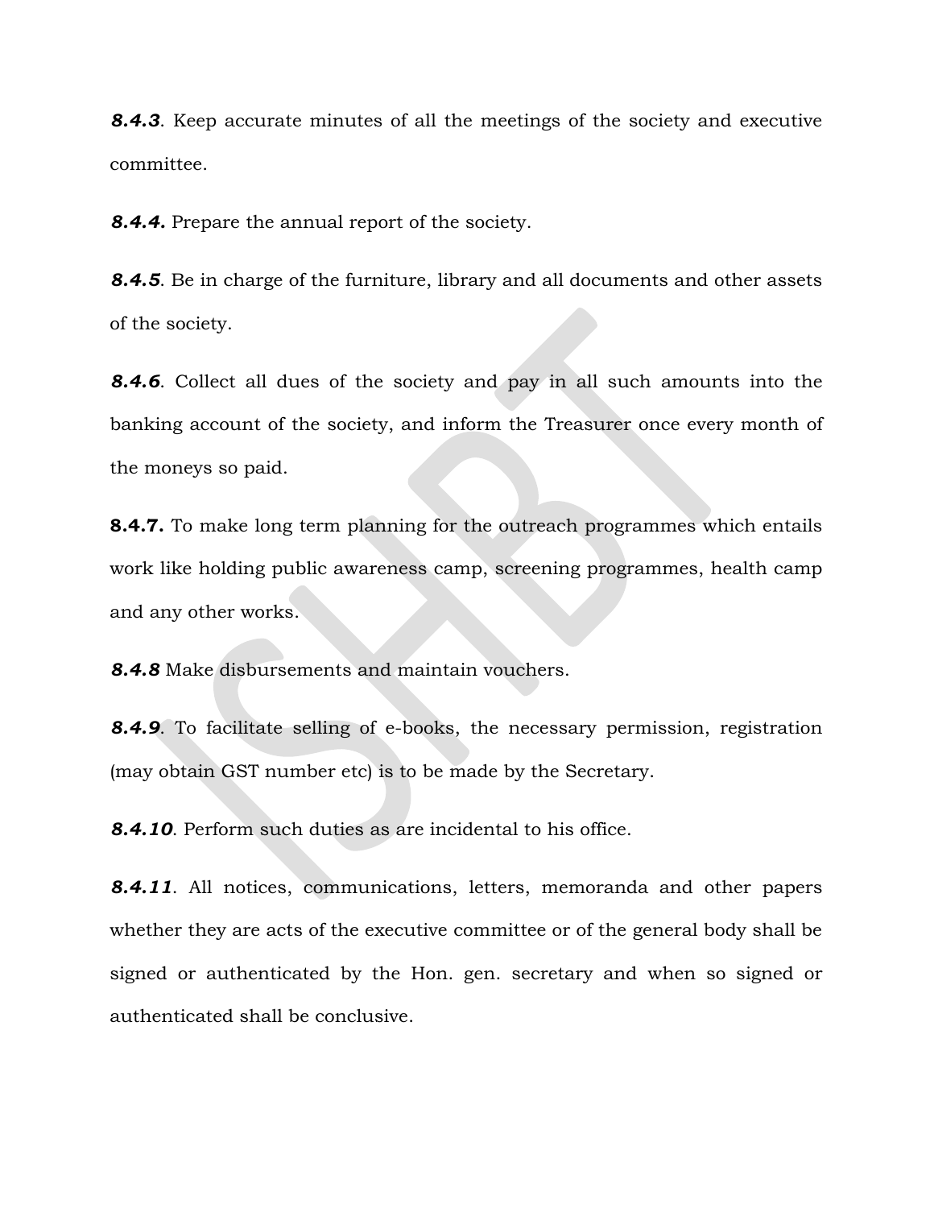***8.4.3***. Keep accurate minutes of all the meetings of the society and executive committee.

***8.4.4.*** Prepare the annual report of the society.

***8.4.5***. Be in charge of the furniture, library and all documents and other assets of the society.

***8.4.6***. Collect all dues of the society and pay in all such amounts into the banking account of the society, and inform the Treasurer once every month of the moneys so paid.

**8.4.7.** To make long term planning for the outreach programmes which entails work like holding public awareness camp, screening programmes, health camp and any other works.

***8.4.8*** Make disbursements and maintain vouchers.

***8.4.9***. To facilitate selling of e-books, the necessary permission, registration (may obtain GST number etc) is to be made by the Secretary.

***8.4.10***. Perform such duties as are incidental to his office.

***8.4.11***. All notices, communications, letters, memoranda and other papers whether they are acts of the executive committee or of the general body shall be signed or authenticated by the Hon. gen. secretary and when so signed or authenticated shall be conclusive.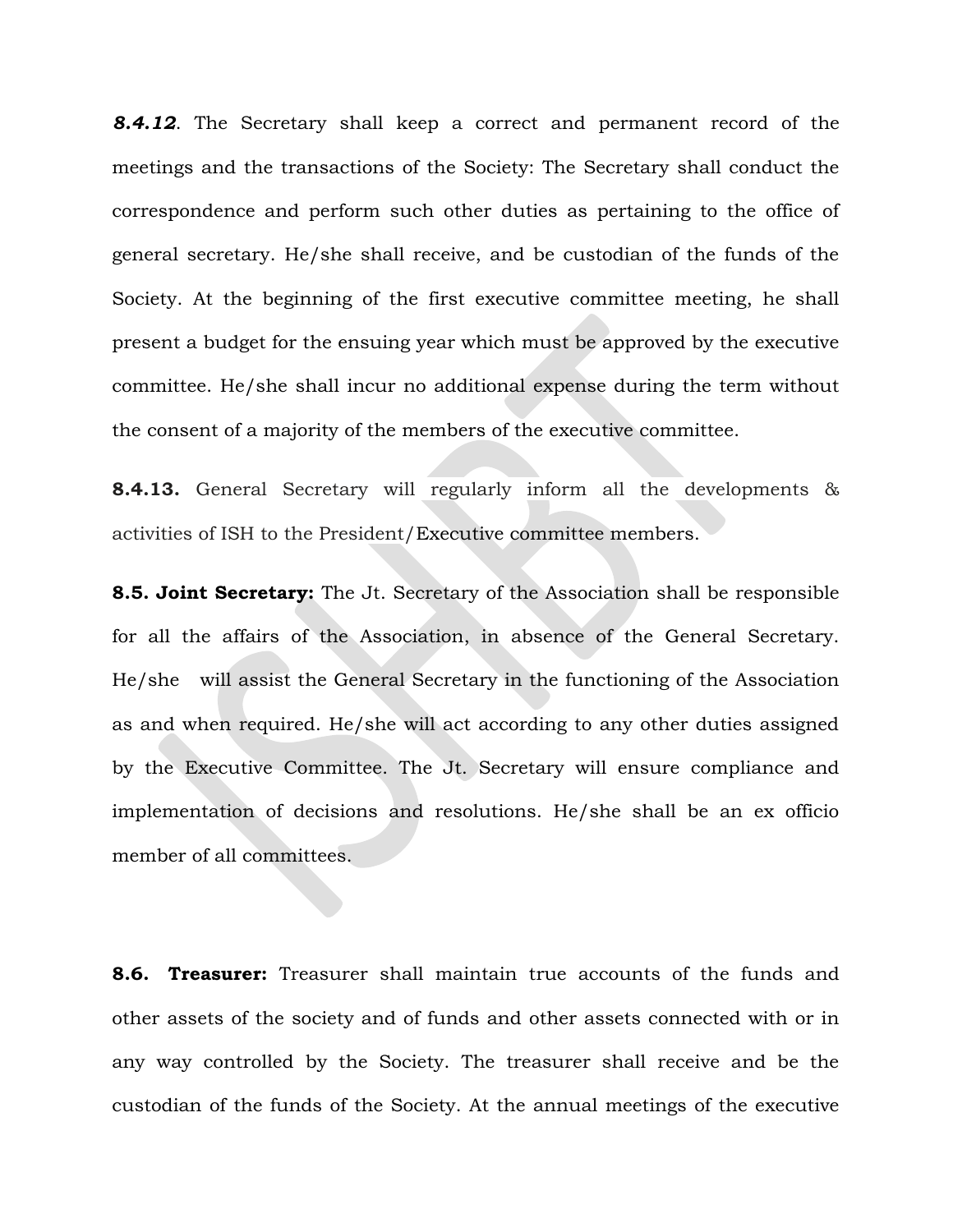***8.4.12***. The Secretary shall keep a correct and permanent record of the meetings and the transactions of the Society: The Secretary shall conduct the correspondence and perform such other duties as pertaining to the office of general secretary. He/she shall receive, and be custodian of the funds of the Society. At the beginning of the first executive committee meeting, he shall present a budget for the ensuing year which must be approved by the executive committee. He/she shall incur no additional expense during the term without the consent of a majority of the members of the executive committee.

**8.4.13.** General Secretary will regularly inform all the developments & activities of ISH to the President/Executive committee members.

**8.5. Joint Secretary:** The Jt. Secretary of the Association shall be responsible for all the affairs of the Association, in absence of the General Secretary. He/she will assist the General Secretary in the functioning of the Association as and when required. He/she will act according to any other duties assigned by the Executive Committee. The Jt. Secretary will ensure compliance and implementation of decisions and resolutions. He/she shall be an ex officio member of all committees.

**8.6. Treasurer:** Treasurer shall maintain true accounts of the funds and other assets of the society and of funds and other assets connected with or in any way controlled by the Society. The treasurer shall receive and be the custodian of the funds of the Society. At the annual meetings of the executive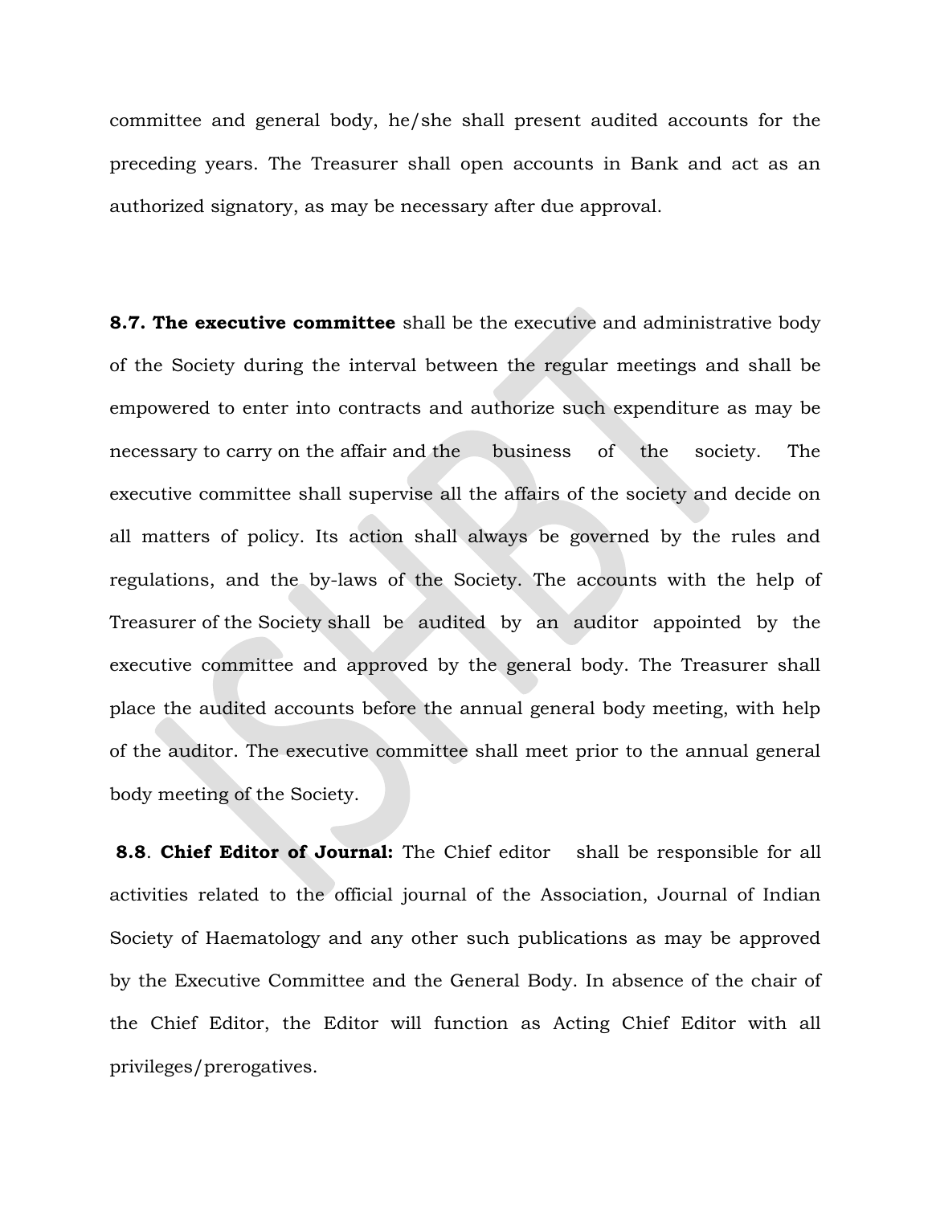committee and general body, he/she shall present audited accounts for the preceding years. The Treasurer shall open accounts in Bank and act as an authorized signatory, as may be necessary after due approval.

**8.7. The executive committee** shall be the executive and administrative body of the Society during the interval between the regular meetings and shall be empowered to enter into contracts and authorize such expenditure as may be necessary to carry on the affair and the business of the society. The executive committee shall supervise all the affairs of the society and decide on all matters of policy. Its action shall always be governed by the rules and regulations, and the by-laws of the Society. The accounts with the help of Treasurer of the Society shall be audited by an auditor appointed by the executive committee and approved by the general body. The Treasurer shall place the audited accounts before the annual general body meeting, with help of the auditor. The executive committee shall meet prior to the annual general body meeting of the Society.

**8.8**. **Chief Editor of Journal:** The Chief editor shall be responsible for all activities related to the official journal of the Association, Journal of Indian Society of Haematology and any other such publications as may be approved by the Executive Committee and the General Body. In absence of the chair of the Chief Editor, the Editor will function as Acting Chief Editor with all privileges/prerogatives.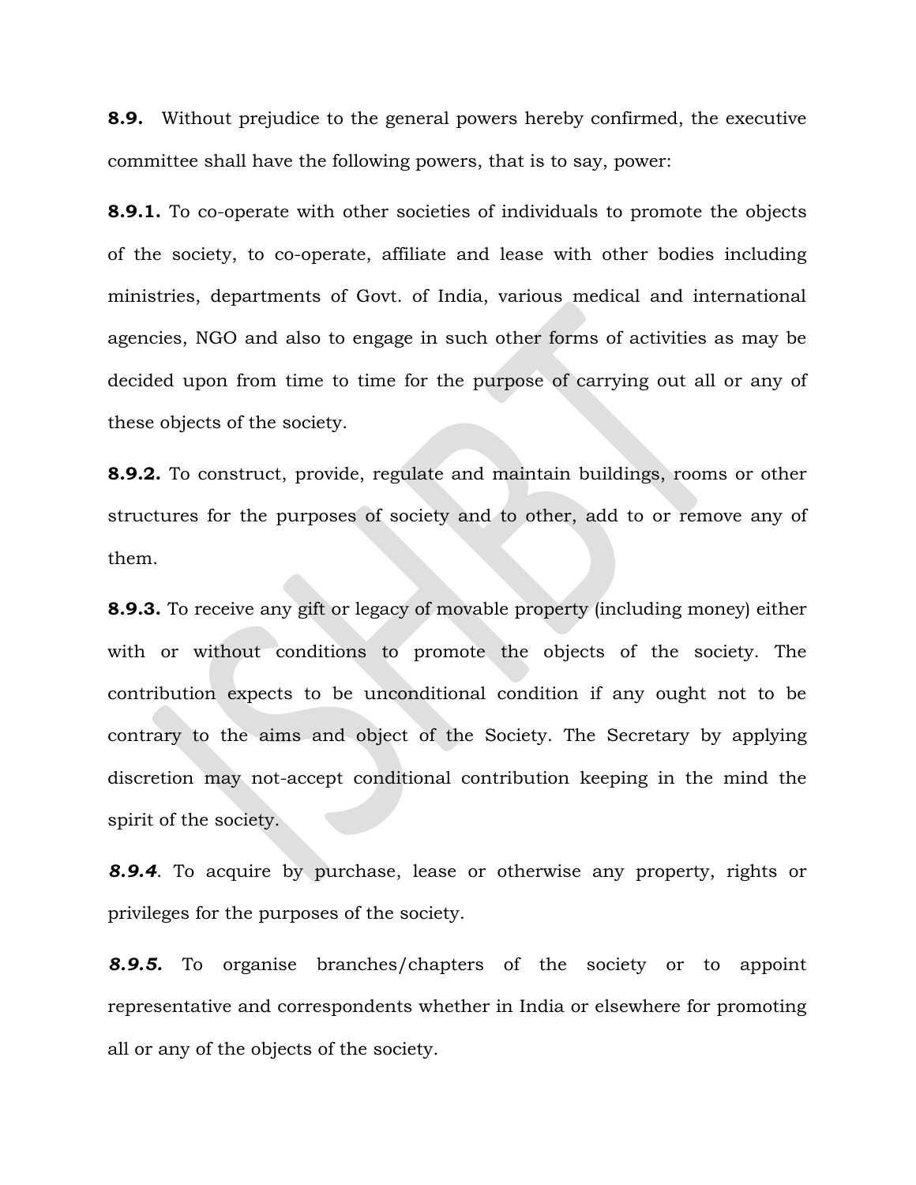**8.9.** Without prejudice to the general powers hereby confirmed, the executive committee shall have the following powers, that is to say, power:

**8.9.1.** To co-operate with other societies of individuals to promote the objects of the society, to co-operate, affiliate and lease with other bodies including ministries, departments of Govt. of India, various medical and international agencies, NGO and also to engage in such other forms of activities as may be decided upon from time to time for the purpose of carrying out all or any of these objects of the society.

**8.9.2.** To construct, provide, regulate and maintain buildings, rooms or other structures for the purposes of society and to other, add to or remove any of them.

**8.9.3.** To receive any gift or legacy of movable property (including money) either with or without conditions to promote the objects of the society. The contribution expects to be unconditional condition if any ought not to be contrary to the aims and object of the Society. The Secretary by applying discretion may not-accept conditional contribution keeping in the mind the spirit of the society.

***8.9.4***. To acquire by purchase, lease or otherwise any property, rights or privileges for the purposes of the society.

***8.9.5.*** To organise branches/chapters of the society or to appoint representative and correspondents whether in India or elsewhere for promoting all or any of the objects of the society.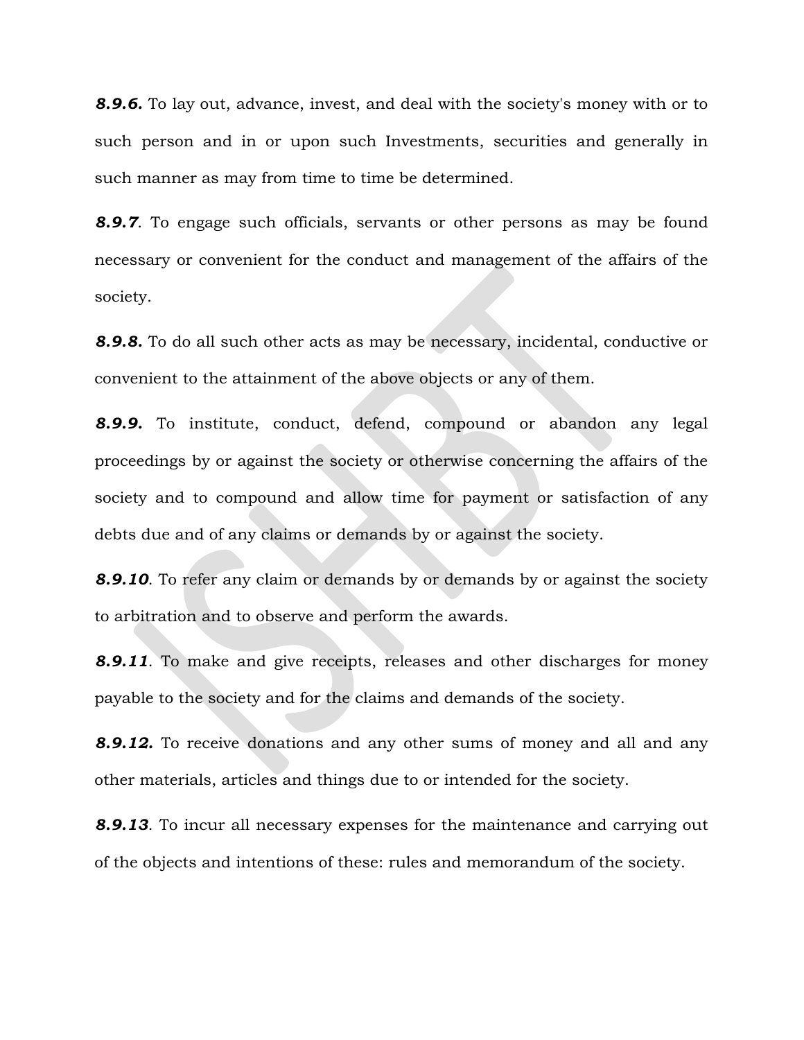***8.9.6.*** To lay out, advance, invest, and deal with the society's money with or to such person and in or upon such Investments, securities and generally in such manner as may from time to time be determined.

***8.9.7***. To engage such officials, servants or other persons as may be found necessary or convenient for the conduct and management of the affairs of the society.

***8.9.8.*** To do all such other acts as may be necessary, incidental, conductive or convenient to the attainment of the above objects or any of them.

***8.9.9.*** To institute, conduct, defend, compound or abandon any legal proceedings by or against the society or otherwise concerning the affairs of the society and to compound and allow time for payment or satisfaction of any debts due and of any claims or demands by or against the society.

***8.9.10***. To refer any claim or demands by or demands by or against the society to arbitration and to observe and perform the awards.

***8.9.11***. To make and give receipts, releases and other discharges for money payable to the society and for the claims and demands of the society.

***8.9.12.*** To receive donations and any other sums of money and all and any other materials, articles and things due to or intended for the society.

***8.9.13***. To incur all necessary expenses for the maintenance and carrying out of the objects and intentions of these: rules and memorandum of the society.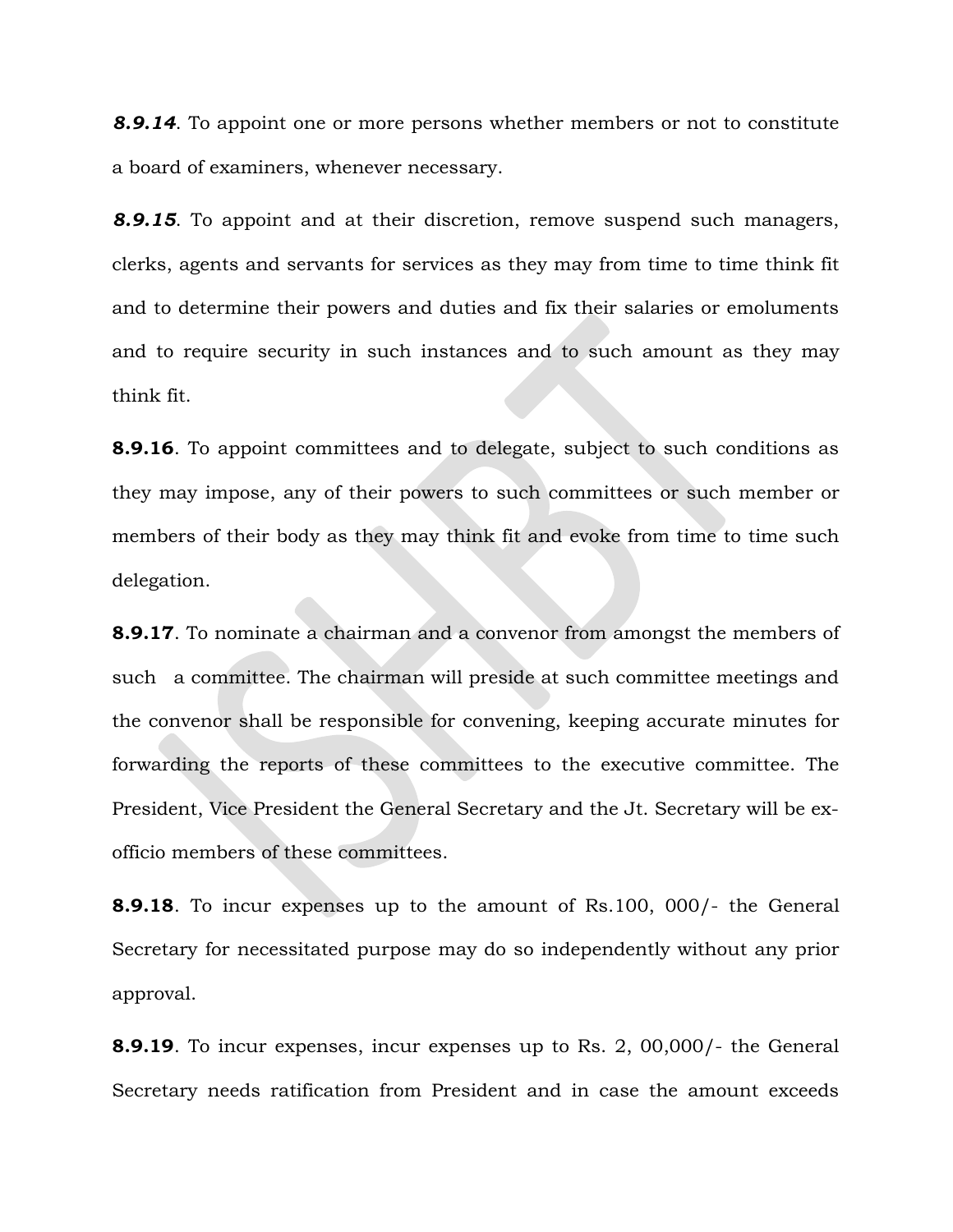***8.9.14***. To appoint one or more persons whether members or not to constitute a board of examiners, whenever necessary.

***8.9.15***. To appoint and at their discretion, remove suspend such managers, clerks, agents and servants for services as they may from time to time think fit and to determine their powers and duties and fix their salaries or emoluments and to require security in such instances and to such amount as they may think fit.

**8.9.16**. To appoint committees and to delegate, subject to such conditions as they may impose, any of their powers to such committees or such member or members of their body as they may think fit and evoke from time to time such delegation.

**8.9.17**. To nominate a chairman and a convenor from amongst the members of such a committee. The chairman will preside at such committee meetings and the convenor shall be responsible for convening, keeping accurate minutes for forwarding the reports of these committees to the executive committee. The President, Vice President the General Secretary and the Jt. Secretary will be ex-officio members of these committees.

**8.9.18**. To incur expenses up to the amount of Rs.100, 000/- the General Secretary for necessitated purpose may do so independently without any prior approval.

**8.9.19**. To incur expenses, incur expenses up to Rs. 2, 00,000/- the General Secretary needs ratification from President and in case the amount exceeds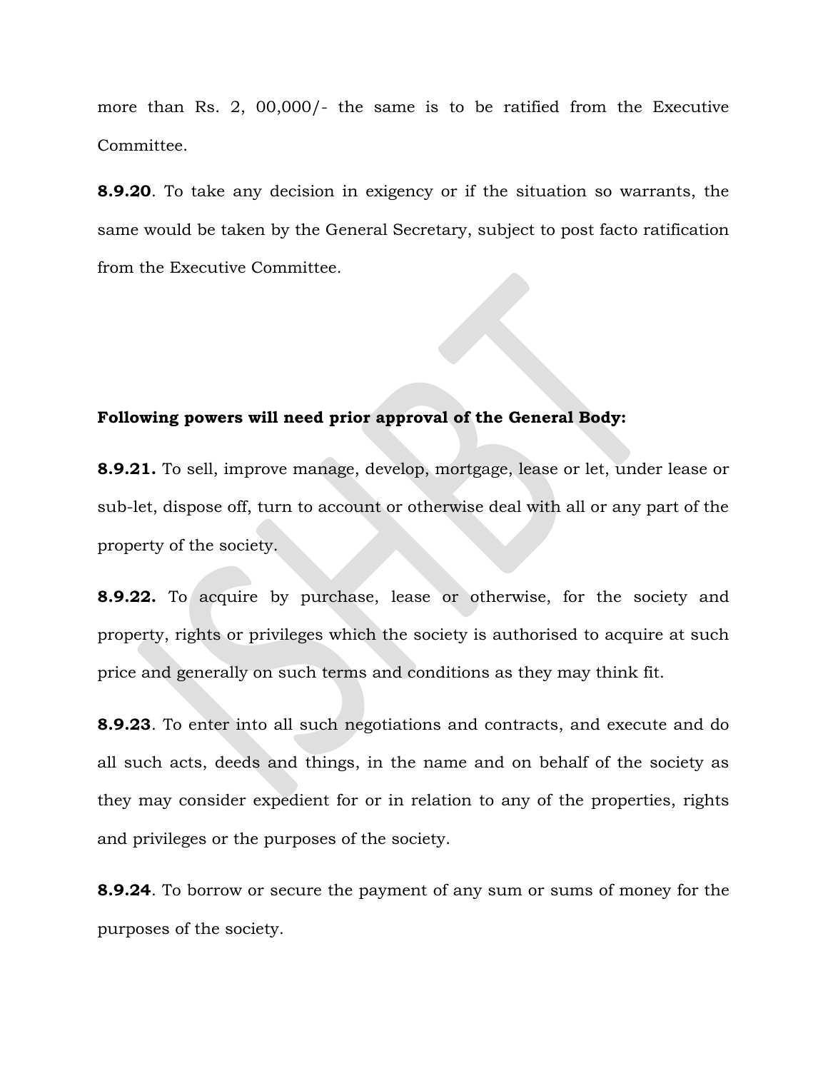more than Rs. 2, 00,000/- the same is to be ratified from the Executive Committee.

**8.9.20**. To take any decision in exigency or if the situation so warrants, the same would be taken by the General Secretary, subject to post facto ratification from the Executive Committee.

**Following powers will need prior approval of the General Body:**

**8.9.21.** To sell, improve manage, develop, mortgage, lease or let, under lease or sub-let, dispose off, turn to account or otherwise deal with all or any part of the property of the society.

**8.9.22.** To acquire by purchase, lease or otherwise, for the society and property, rights or privileges which the society is authorised to acquire at such price and generally on such terms and conditions as they may think fit.

**8.9.23**. To enter into all such negotiations and contracts, and execute and do all such acts, deeds and things, in the name and on behalf of the society as they may consider expedient for or in relation to any of the properties, rights and privileges or the purposes of the society.

**8.9.24**. To borrow or secure the payment of any sum or sums of money for the purposes of the society.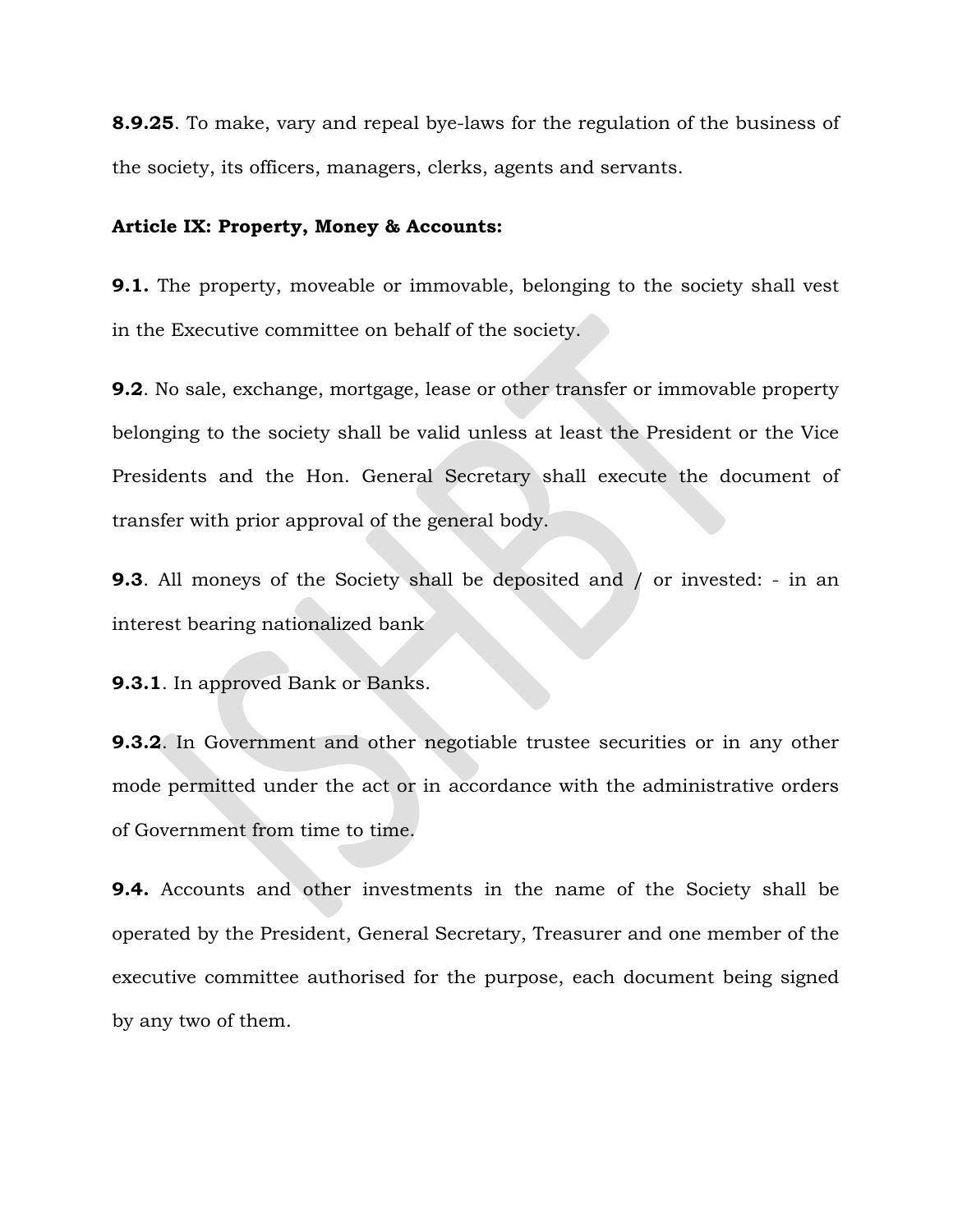**8.9.25**. To make, vary and repeal bye-laws for the regulation of the business of the society, its officers, managers, clerks, agents and servants.

**Article IX: Property, Money & Accounts:**

**9.1.** The property, moveable or immovable, belonging to the society shall vest in the Executive committee on behalf of the society.

**9.2**. No sale, exchange, mortgage, lease or other transfer or immovable property belonging to the society shall be valid unless at least the President or the Vice Presidents and the Hon. General Secretary shall execute the document of transfer with prior approval of the general body.

**9.3**. All moneys of the Society shall be deposited and / or invested: - in an interest bearing nationalized bank

**9.3.1**. In approved Bank or Banks.

**9.3.2**. In Government and other negotiable trustee securities or in any other mode permitted under the act or in accordance with the administrative orders of Government from time to time.

**9.4.** Accounts and other investments in the name of the Society shall be operated by the President, General Secretary, Treasurer and one member of the executive committee authorised for the purpose, each document being signed by any two of them.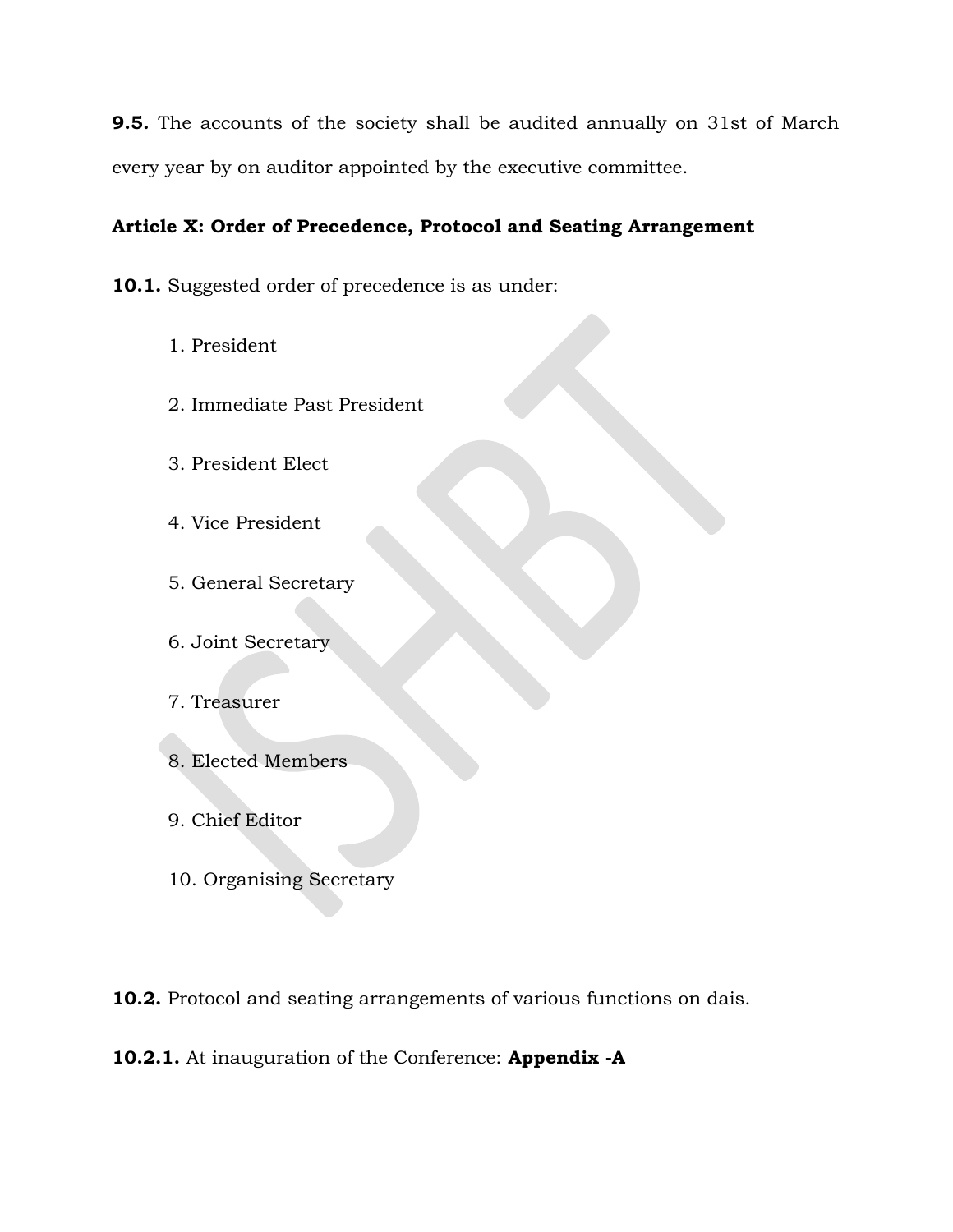**9.5.** The accounts of the society shall be audited annually on 31st of March every year by on auditor appointed by the executive committee.

**Article X: Order of Precedence, Protocol and Seating Arrangement**

**10.1.** Suggested order of precedence is as under:

1. President
2. Immediate Past President
3. President Elect
4. Vice President
5. General Secretary
6. Joint Secretary
7. Treasurer
8. Elected Members
9. Chief Editor
10. Organising Secretary

**10.2.** Protocol and seating arrangements of various functions on dais.

**10.2.1.** At inauguration of the Conference: **Appendix -A**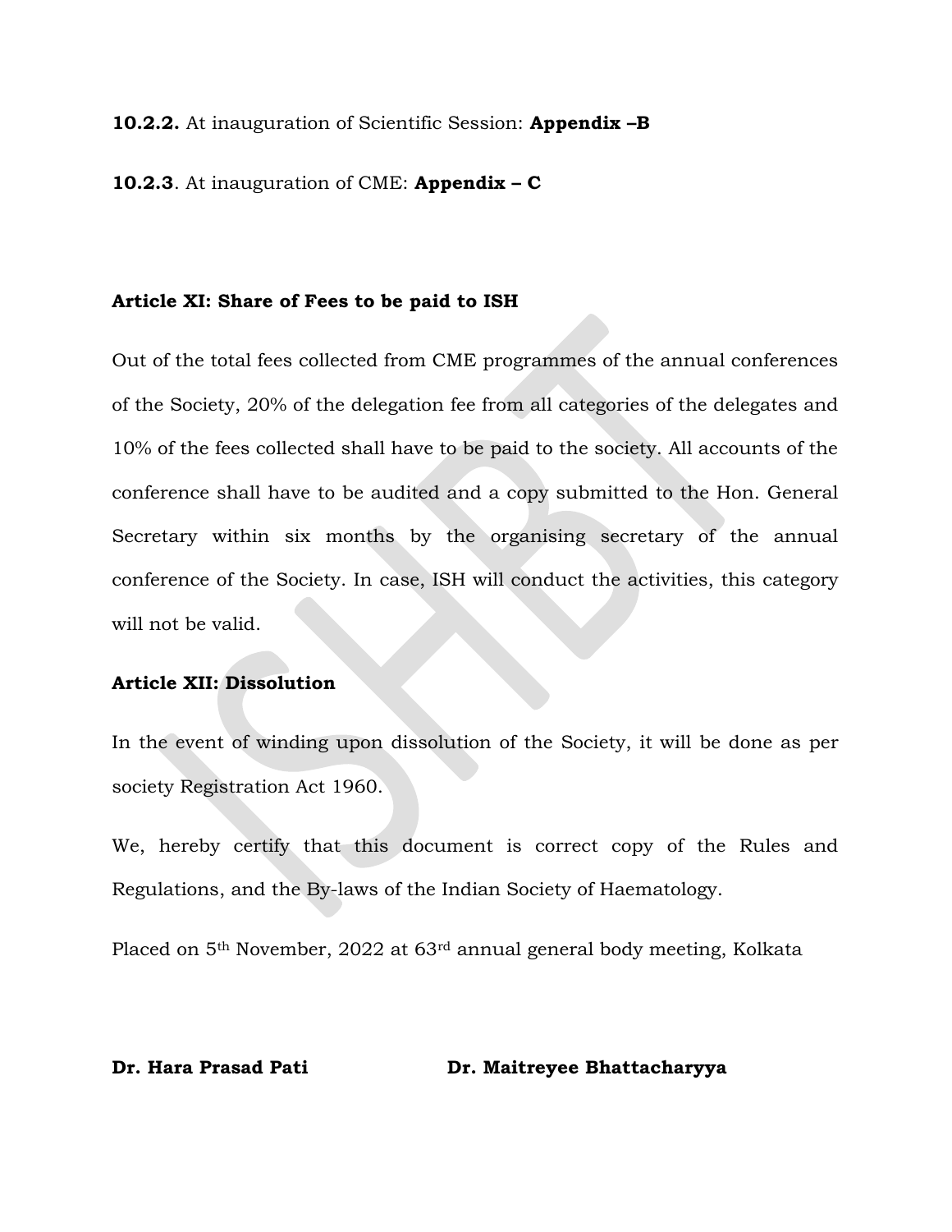**10.2.2.** At inauguration of Scientific Session: **Appendix –B**

**10.2.3**. At inauguration of CME: **Appendix – C**

**Article XI: Share of Fees to be paid to ISH**

Out of the total fees collected from CME programmes of the annual conferences of the Society, 20% of the delegation fee from all categories of the delegates and 10% of the fees collected shall have to be paid to the society. All accounts of the conference shall have to be audited and a copy submitted to the Hon. General Secretary within six months by the organising secretary of the annual conference of the Society. In case, ISH will conduct the activities, this category will not be valid.

**Article XII: Dissolution**

In the event of winding upon dissolution of the Society, it will be done as per society Registration Act 1960.

We, hereby certify that this document is correct copy of the Rules and Regulations, and the By-laws of the Indian Society of Haematology.

Placed on 5th November, 2022 at 63rd annual general body meeting, Kolkata

**Dr. Hara Prasad Pati** **Dr. Maitreyee Bhattacharyya**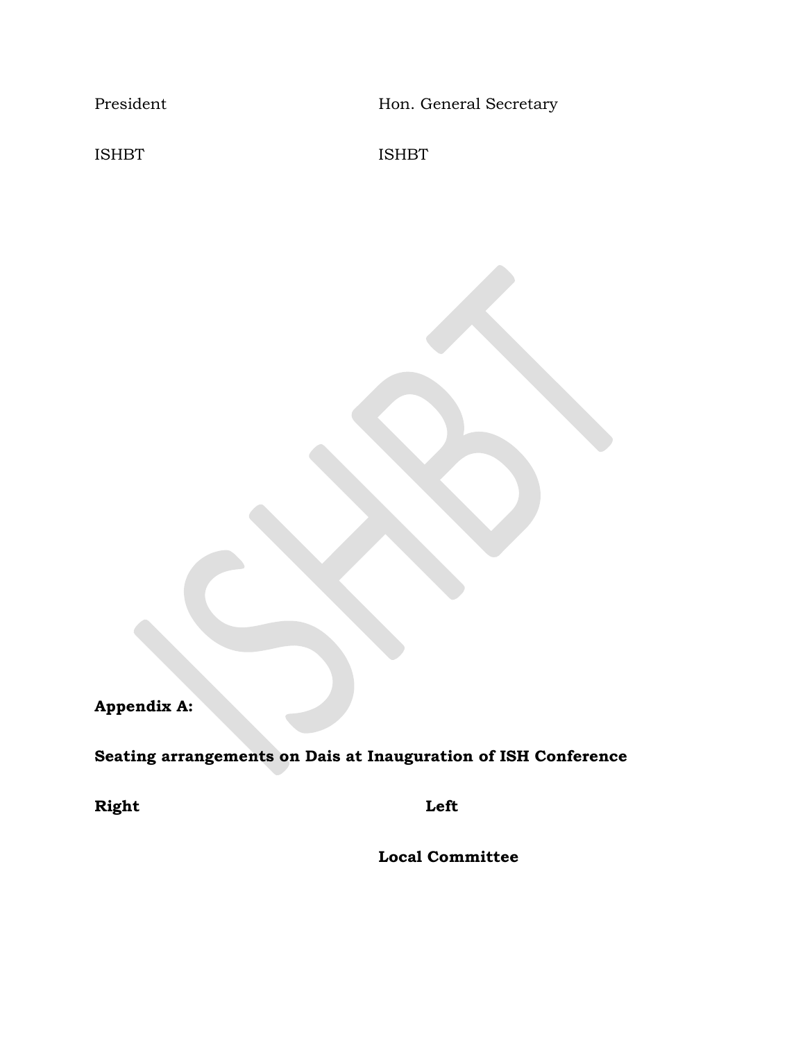President Hon. General Secretary

ISHBT ISHBT

**Appendix A:**

**Seating arrangements on Dais at Inauguration of ISH Conference**

**Right** **Left**

**Local Committee**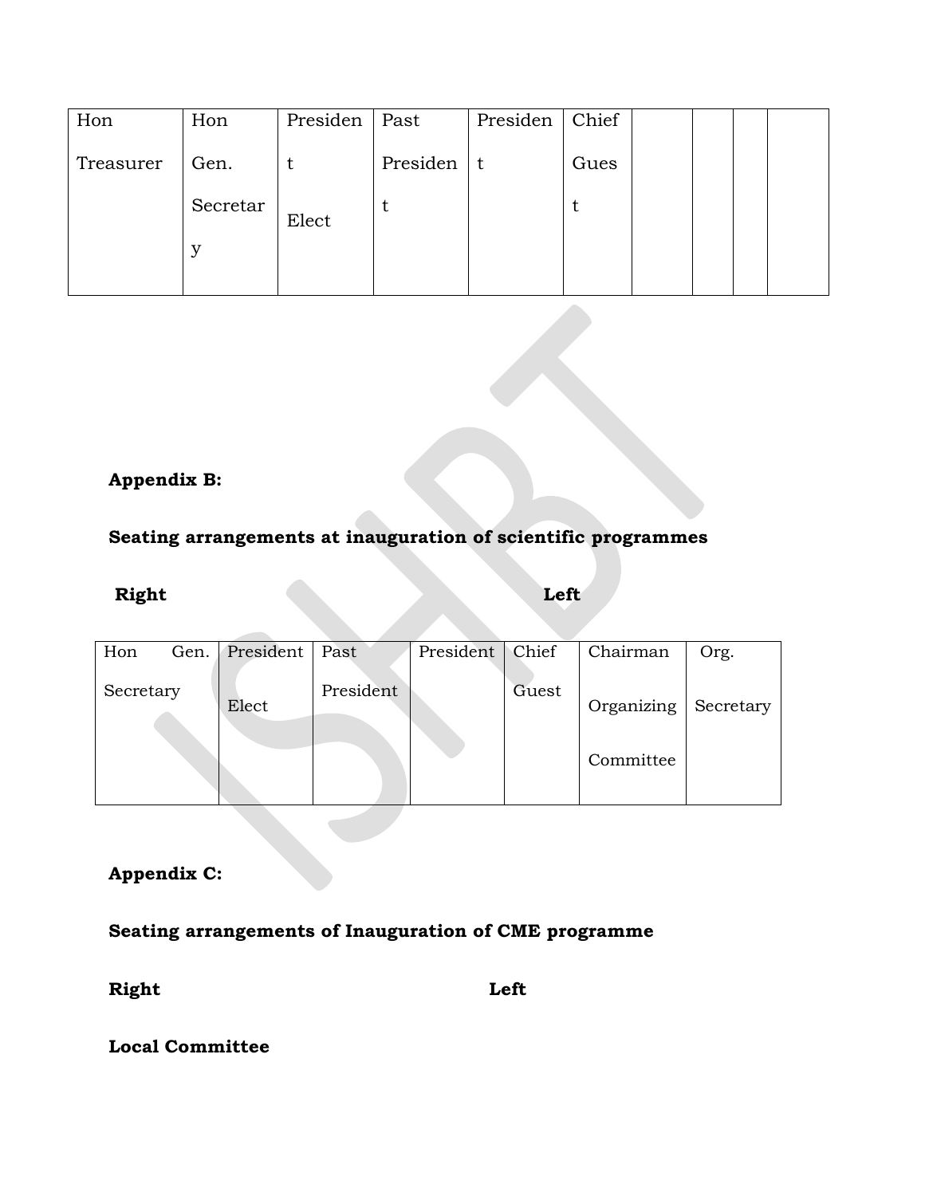| Hon Treasurer | Hon Gen. Secretary | President Elect | Past President | President | Chief Guest | | | | |
|---|---|---|---|---|---|---|---|---|---|

**Appendix B:**

**Seating arrangements at inauguration of scientific programmes**

**Right** **Left**

| Hon Gen. Secretary | President Elect | Past President | President | Chief Guest | Chairman Organizing Committee | Org. Secretary |
|---|---|---|---|---|---|---|

**Appendix C:**

**Seating arrangements of Inauguration of CME programme**

**Right** **Left**

**Local Committee**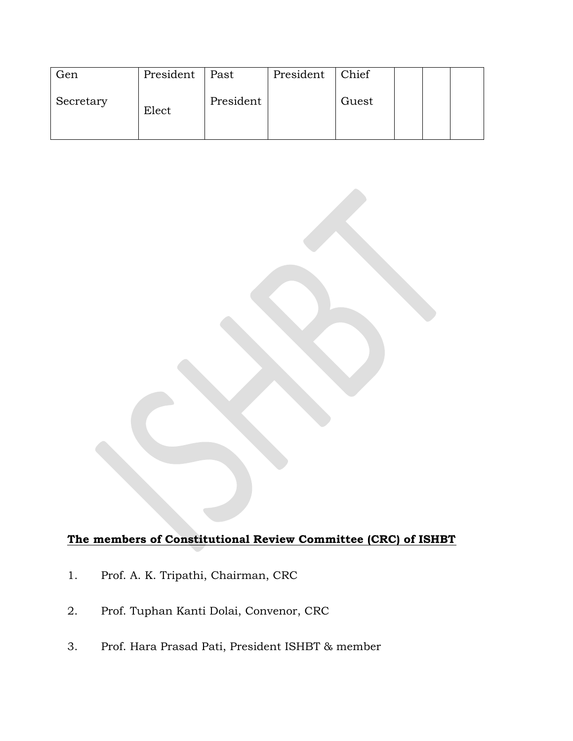| Gen Secretary | President Elect | Past President | President | Chief Guest | | | |
|---|---|---|---|---|---|---|---|

**The members of Constitutional Review Committee (CRC) of ISHBT**

1. Prof. A. K. Tripathi, Chairman, CRC
2. Prof. Tuphan Kanti Dolai, Convenor, CRC
3. Prof. Hara Prasad Pati, President ISHBT & member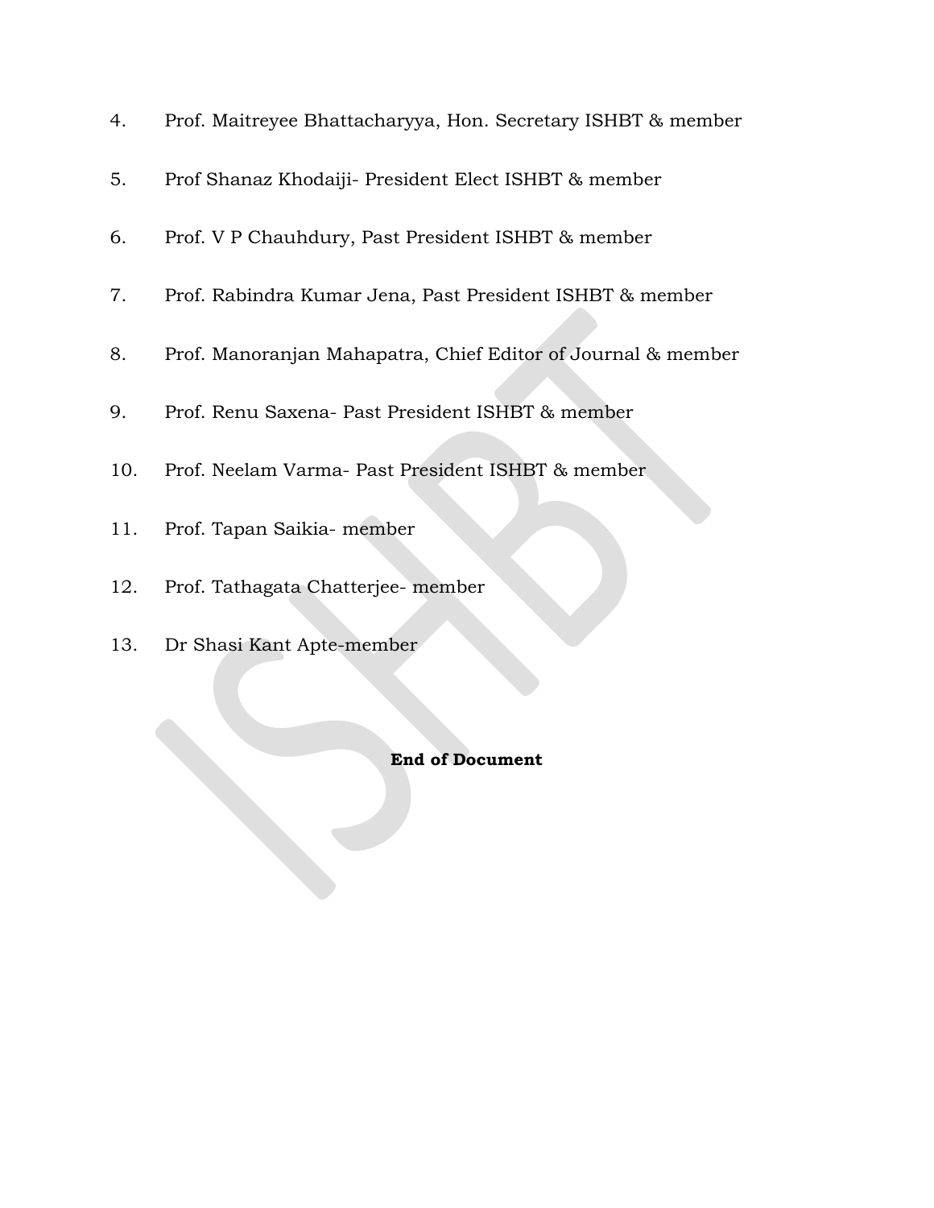4. Prof. Maitreyee Bhattacharyya, Hon. Secretary ISHBT & member
5. Prof Shanaz Khodaiji- President Elect ISHBT & member
6. Prof. V P Chauhdury, Past President ISHBT & member
7. Prof. Rabindra Kumar Jena, Past President ISHBT & member
8. Prof. Manoranjan Mahapatra, Chief Editor of Journal & member
9. Prof. Renu Saxena- Past President ISHBT & member
10. Prof. Neelam Varma- Past President ISHBT & member
11. Prof. Tapan Saikia- member
12. Prof. Tathagata Chatterjee- member
13. Dr Shasi Kant Apte-member

**End of Document**